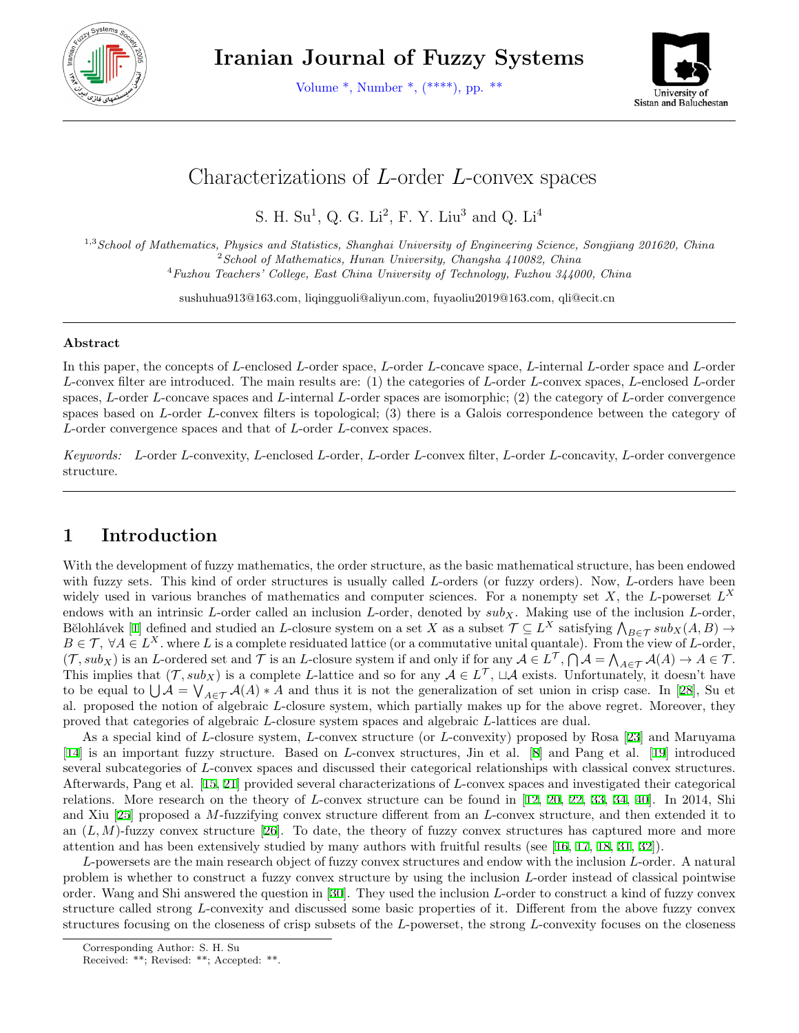# Characterizations of $L$-order $L$-convex spaces

S. H. Su[1], Q. G. Li[2], F. Y. Liu[3] and Q. Li[4]

[1,3] *School of Mathematics, Physics and Statistics, Shanghai University of Engineering Science, Songjiang 201620, China*
[2] *School of Mathematics, Hunan University, Changsha 410082, China*
[4] *Fuzhou Teachers' College, East China University of Technology, Fuzhou 344000, China*

sushuhua913@163.com, liqingguoli@aliyun.com, fuyaoliu2019@163.com, qli@ecit.cn

---

### Abstract

In this paper, the concepts of $L$-enclosed $L$-order space, $L$-order $L$-concave space, $L$-internal $L$-order space and $L$-order $L$-convex filter are introduced. The main results are: (1) the categories of $L$-order $L$-convex spaces, $L$-enclosed $L$-order spaces, $L$-order $L$-concave spaces and $L$-internal $L$-order spaces are isomorphic; (2) the category of $L$-order convergence spaces based on $L$-order $L$-convex filters is topological; (3) there is a Galois correspondence between the category of $L$-order convergence spaces and that of $L$-order $L$-convex spaces.

*Keywords:* $L$-order $L$-convexity, $L$-enclosed $L$-order, $L$-order $L$-convex filter, $L$-order $L$-concavity, $L$-order convergence structure.

---

## 1 Introduction

With the development of fuzzy mathematics, the order structure, as the basic mathematical structure, has been endowed with fuzzy sets. This kind of order structures is usually called $L$-orders (or fuzzy orders). Now, $L$-orders have been widely used in various branches of mathematics and computer sciences. For a nonempty set $X$, the $L$-powerset $L^X$ endows with an intrinsic $L$-order called an inclusion $L$-order, denoted by $sub_X$. Making use of the inclusion $L$-order, Bělohlávek [1] defined and studied an $L$-closure system on a set $X$ as a subset $\mathcal{T} \subseteq L^X$ satisfying $\bigwedge_{B\in\mathcal{T}} sub_X(A,B) \to B \in \mathcal{T}$, $\forall A \in L^X$. where $L$ is a complete residuated lattice (or a commutative unital quantale). From the view of $L$-order, $(\mathcal{T}, sub_X)$ is an $L$-ordered set and $\mathcal{T}$ is an $L$-closure system if and only if for any $\mathcal{A} \in L^{\mathcal{T}}$, $\bigcap \mathcal{A} = \bigwedge_{A\in\mathcal{T}} \mathcal{A}(A) \to A \in \mathcal{T}$. This implies that $(\mathcal{T}, sub_X)$ is a complete $L$-lattice and so for any $\mathcal{A} \in L^{\mathcal{T}}$, $\sqcup\mathcal{A}$ exists. Unfortunately, it doesn't have to be equal to $\bigcup \mathcal{A} = \bigvee_{A\in\mathcal{T}} \mathcal{A}(A) * A$ and thus it is not the generalization of set union in crisp case. In [28], Su et al. proposed the notion of algebraic $L$-closure system, which partially makes up for the above regret. Moreover, they proved that categories of algebraic $L$-closure system spaces and algebraic $L$-lattices are dual.

As a special kind of $L$-closure system, $L$-convex structure (or $L$-convexity) proposed by Rosa [23] and Maruyama [14] is an important fuzzy structure. Based on $L$-convex structures, Jin et al. [8] and Pang et al. [19] introduced several subcategories of $L$-convex spaces and discussed their categorical relationships with classical convex structures. Afterwards, Pang et al. [15, 21] provided several characterizations of $L$-convex spaces and investigated their categorical relations. More research on the theory of $L$-convex structure can be found in [12, 20, 22, 33, 34, 40]. In 2014, Shi and Xiu [25] proposed a $M$-fuzzifying convex structure different from an $L$-convex structure, and then extended it to an $(L, M)$-fuzzy convex structure [26]. To date, the theory of fuzzy convex structures has captured more and more attention and has been extensively studied by many authors with fruitful results (see [16, 17, 18, 31, 32]).

$L$-powersets are the main research object of fuzzy convex structures and endow with the inclusion $L$-order. A natural problem is whether to construct a fuzzy convex structure by using the inclusion $L$-order instead of classical pointwise order. Wang and Shi answered the question in [30]. They used the inclusion $L$-order to construct a kind of fuzzy convex structure called strong $L$-convexity and discussed some basic properties of it. Different from the above fuzzy convex structures focusing on the closeness of crisp subsets of the $L$-powerset, the strong $L$-convexity focuses on the closeness

---

Corresponding Author: S. H. Su
Received: **; Revised: **; Accepted: **.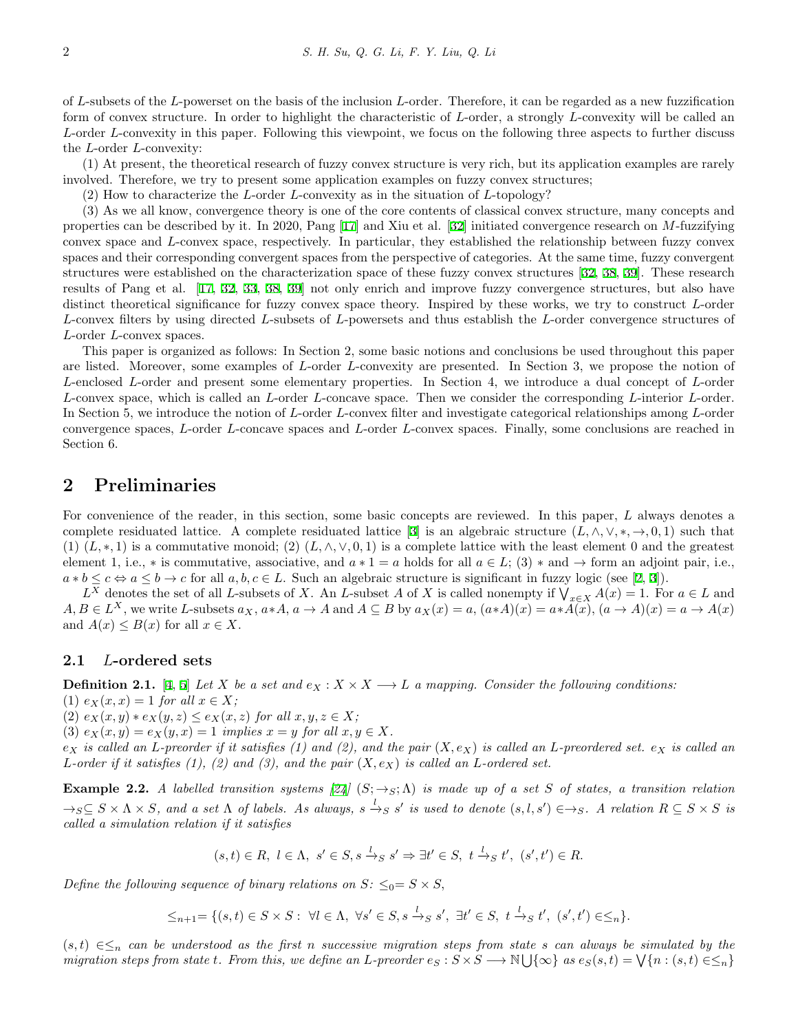of $L$-subsets of the $L$-powerset on the basis of the inclusion $L$-order. Therefore, it can be regarded as a new fuzzification form of convex structure. In order to highlight the characteristic of $L$-order, a strongly $L$-convexity will be called an $L$-order $L$-convexity in this paper. Following this viewpoint, we focus on the following three aspects to further discuss the $L$-order $L$-convexity:

(1) At present, the theoretical research of fuzzy convex structure is very rich, but its application examples are rarely involved. Therefore, we try to present some application examples on fuzzy convex structures;

(2) How to characterize the $L$-order $L$-convexity as in the situation of $L$-topology?

(3) As we all know, convergence theory is one of the core contents of classical convex structure, many concepts and properties can be described by it. In 2020, Pang [17] and Xiu et al. [32] initiated convergence research on $M$-fuzzifying convex space and $L$-convex space, respectively. In particular, they established the relationship between fuzzy convex spaces and their corresponding convergent spaces from the perspective of categories. At the same time, fuzzy convergent structures were established on the characterization space of these fuzzy convex structures [32, 38, 39]. These research results of Pang et al. [17, 32, 33, 38, 39] not only enrich and improve fuzzy convergence structures, but also have distinct theoretical significance for fuzzy convex space theory. Inspired by these works, we try to construct $L$-order $L$-convex filters by using directed $L$-subsets of $L$-powersets and thus establish the $L$-order convergence structures of $L$-order $L$-convex spaces.

This paper is organized as follows: In Section 2, some basic notions and conclusions be used throughout this paper are listed. Moreover, some examples of $L$-order $L$-convexity are presented. In Section 3, we propose the notion of $L$-enclosed $L$-order and present some elementary properties. In Section 4, we introduce a dual concept of $L$-order $L$-convex space, which is called an $L$-order $L$-concave space. Then we consider the corresponding $L$-interior $L$-order. In Section 5, we introduce the notion of $L$-order $L$-convex filter and investigate categorical relationships among $L$-order convergence spaces, $L$-order $L$-concave spaces and $L$-order $L$-convex spaces. Finally, some conclusions are reached in Section 6.

## 2 Preliminaries

For convenience of the reader, in this section, some basic concepts are reviewed. In this paper, $L$ always denotes a complete residuated lattice. A complete residuated lattice [3] is an algebraic structure $(L, \wedge, \vee, *, \rightarrow, 0, 1)$ such that (1) $(L, *, 1)$ is a commutative monoid; (2) $(L, \wedge, \vee, 0, 1)$ is a complete lattice with the least element 0 and the greatest element 1, i.e., $*$ is commutative, associative, and $a * 1 = a$ holds for all $a \in L$; (3) $*$ and $\rightarrow$ form an adjoint pair, i.e., $a * b \leq c \Leftrightarrow a \leq b \rightarrow c$ for all $a, b, c \in L$. Such an algebraic structure is significant in fuzzy logic (see [2, 3]).

$L^X$ denotes the set of all $L$-subsets of $X$. An $L$-subset $A$ of $X$ is called nonempty if $\bigvee_{x \in X} A(x) = 1$. For $a \in L$ and $A, B \in L^X$, we write $L$-subsets $a_X$, $a * A$, $a \rightarrow A$ and $A \subseteq B$ by $a_X(x) = a$, $(a * A)(x) = a * A(x)$, $(a \rightarrow A)(x) = a \rightarrow A(x)$ and $A(x) \leq B(x)$ for all $x \in X$.

### 2.1 $L$-ordered sets

**Definition 2.1.** [4, 5] *Let $X$ be a set and $e_X : X \times X \longrightarrow L$ a mapping. Consider the following conditions:*
*(1) $e_X(x, x) = 1$ for all $x \in X$;*
*(2) $e_X(x, y) * e_X(y, z) \leq e_X(x, z)$ for all $x, y, z \in X$;*
*(3) $e_X(x, y) = e_X(y, x) = 1$ implies $x = y$ for all $x, y \in X$.*
*$e_X$ is called an $L$-preorder if it satisfies (1) and (2), and the pair $(X, e_X)$ is called an $L$-preordered set. $e_X$ is called an $L$-order if it satisfies (1), (2) and (3), and the pair $(X, e_X)$ is called an $L$-ordered set.*

**Example 2.2.** *A labelled transition systems [24] $(S; \rightarrow_S; \Lambda)$ is made up of a set $S$ of states, a transition relation $\rightarrow_S \subseteq S \times \Lambda \times S$, and a set $\Lambda$ of labels. As always, $s \xrightarrow{l}_S s'$ is used to denote $(s, l, s') \in \rightarrow_S$. A relation $R \subseteq S \times S$ is called a simulation relation if it satisfies*

$$(s, t) \in R,\ l \in \Lambda,\ s' \in S, s \xrightarrow{l}_S s' \Rightarrow \exists t' \in S,\ t \xrightarrow{l}_S t',\ (s', t') \in R.$$

*Define the following sequence of binary relations on $S$: $\leq_0 = S \times S$,*

$$\leq_{n+1} = \{(s, t) \in S \times S :\ \forall l \in \Lambda,\ \forall s' \in S, s \xrightarrow{l}_S s',\ \exists t' \in S,\ t \xrightarrow{l}_S t',\ (s', t') \in \leq_n\}.$$

*$(s, t) \in \leq_n$ can be understood as the first $n$ successive migration steps from state $s$ can always be simulated by the migration steps from state $t$. From this, we define an $L$-preorder $e_S : S \times S \longrightarrow \mathbb{N} \bigcup \{\infty\}$ as $e_S(s, t) = \bigvee \{n : (s, t) \in \leq_n\}$*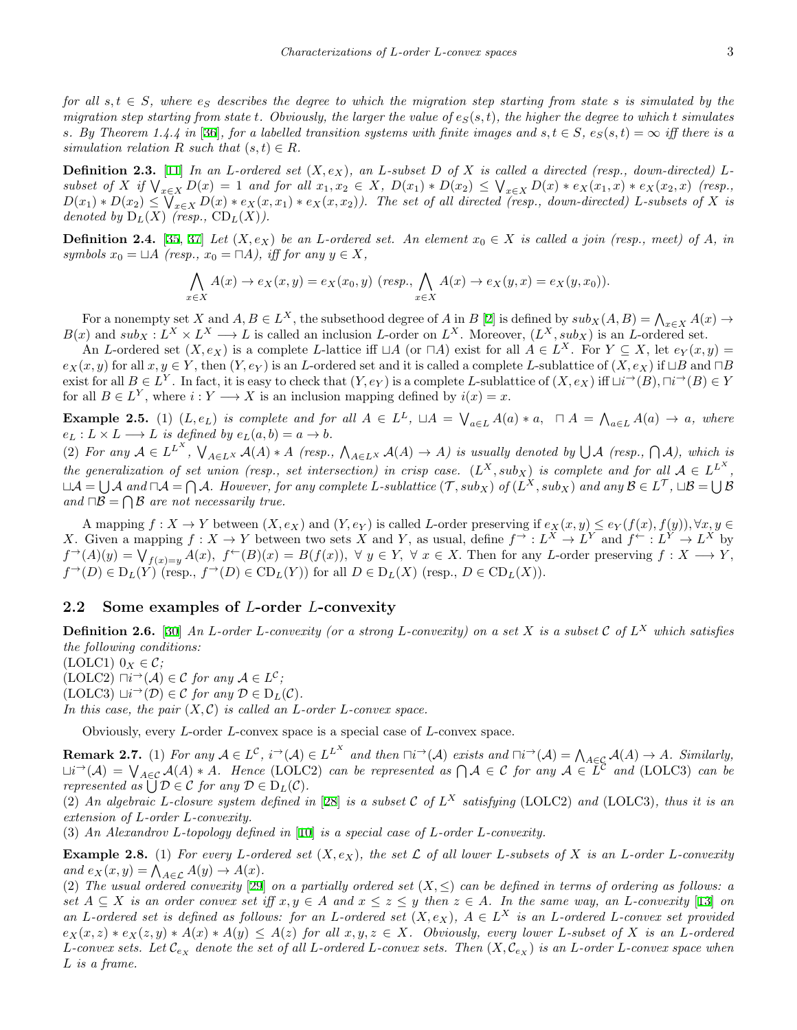*for all $s, t \in S$, where $e_S$ describes the degree to which the migration step starting from state $s$ is simulated by the migration step starting from state $t$. Obviously, the larger the value of $e_S(s,t)$, the higher the degree to which $t$ simulates $s$. By Theorem 1.4.4 in [36], for a labelled transition systems with finite images and $s, t \in S$, $e_S(s,t) = \infty$ iff there is a simulation relation $R$ such that $(s,t) \in R$.*

**Definition 2.3.** [11] *In an $L$-ordered set $(X, e_X)$, an $L$-subset $D$ of $X$ is called a directed (resp., down-directed) $L$-subset of $X$ if $\bigvee_{x\in X} D(x) = 1$ and for all $x_1, x_2 \in X$, $D(x_1) * D(x_2) \leq \bigvee_{x\in X} D(x) * e_X(x_1, x) * e_X(x_2, x)$ (resp., $D(x_1) * D(x_2) \leq \bigvee_{x\in X} D(x) * e_X(x, x_1) * e_X(x, x_2)$). The set of all directed (resp., down-directed) $L$-subsets of $X$ is denoted by $\mathrm{D}_L(X)$ (resp., $\mathrm{CD}_L(X)$).*

**Definition 2.4.** [35, 37] *Let $(X, e_X)$ be an $L$-ordered set. An element $x_0 \in X$ is called a join (resp., meet) of $A$, in symbols $x_0 = \sqcup A$ (resp., $x_0 = \sqcap A$), iff for any $y \in X$,*

$$\bigwedge_{x\in X} A(x) \to e_X(x,y) = e_X(x_0, y) \ (\text{resp., } \bigwedge_{x\in X} A(x) \to e_X(y,x) = e_X(y, x_0)).$$

For a nonempty set $X$ and $A, B \in L^X$, the subsethood degree of $A$ in $B$ [2] is defined by $sub_X(A,B) = \bigwedge_{x\in X} A(x) \to B(x)$ and $sub_X : L^X \times L^X \longrightarrow L$ is called an inclusion $L$-order on $L^X$. Moreover, $(L^X, sub_X)$ is an $L$-ordered set.

An $L$-ordered set $(X, e_X)$ is a complete $L$-lattice iff $\sqcup A$ (or $\sqcap A$) exist for all $A \in L^X$. For $Y \subseteq X$, let $e_Y(x,y) = e_X(x,y)$ for all $x, y \in Y$, then $(Y, e_Y)$ is an $L$-ordered set and it is called a complete $L$-sublattice of $(X, e_X)$ if $\sqcup B$ and $\sqcap B$ exist for all $B \in L^Y$. In fact, it is easy to check that $(Y, e_Y)$ is a complete $L$-sublattice of $(X, e_X)$ iff $\sqcup i^{\to}(B), \sqcap i^{\to}(B) \in Y$ for all $B \in L^Y$, where $i : Y \longrightarrow X$ is an inclusion mapping defined by $i(x) = x$.

**Example 2.5.** (1) *$(L, e_L)$ is complete and for all $A \in L^L$, $\sqcup A = \bigvee_{a\in L} A(a) * a$, $\sqcap A = \bigwedge_{a\in L} A(a) \to a$, where $e_L : L \times L \longrightarrow L$ is defined by $e_L(a,b) = a \to b$.*
(2) *For any $\mathcal{A} \in L^{L^X}$, $\bigvee_{A\in L^X} \mathcal{A}(A) * A$ (resp., $\bigwedge_{A\in L^X} \mathcal{A}(A) \to A$) is usually denoted by $\bigcup \mathcal{A}$ (resp., $\bigcap \mathcal{A}$), which is the generalization of set union (resp., set intersection) in crisp case. $(L^X, sub_X)$ is complete and for all $\mathcal{A} \in L^{L^X}$, $\sqcup\mathcal{A} = \bigcup \mathcal{A}$ and $\sqcap\mathcal{A} = \bigcap \mathcal{A}$. However, for any complete $L$-sublattice $(\mathcal{T}, sub_X)$ of $(L^X, sub_X)$ and any $\mathcal{B} \in L^{\mathcal{T}}$, $\sqcup\mathcal{B} = \bigcup \mathcal{B}$ and $\sqcap\mathcal{B} = \bigcap \mathcal{B}$ are not necessarily true.*

A mapping $f : X \to Y$ between $(X, e_X)$ and $(Y, e_Y)$ is called $L$-order preserving if $e_X(x,y) \leq e_Y(f(x), f(y)), \forall x, y \in X$. Given a mapping $f : X \to Y$ between two sets $X$ and $Y$, as usual, define $f^{\to} : L^X \to L^Y$ and $f^{\leftarrow} : L^Y \to L^X$ by $f^{\to}(A)(y) = \bigvee_{f(x)=y} A(x)$, $f^{\leftarrow}(B)(x) = B(f(x))$, $\forall\, y \in Y$, $\forall\, x \in X$. Then for any $L$-order preserving $f : X \longrightarrow Y$, $f^{\to}(D) \in \mathrm{D}_L(Y)$ (resp., $f^{\to}(D) \in \mathrm{CD}_L(Y)$) for all $D \in \mathrm{D}_L(X)$ (resp., $D \in \mathrm{CD}_L(X)$).

## 2.2 Some examples of $L$-order $L$-convexity

**Definition 2.6.** [30] *An $L$-order $L$-convexity (or a strong $L$-convexity) on a set $X$ is a subset $\mathcal{C}$ of $L^X$ which satisfies the following conditions:*
(LOLC1) *$0_X \in \mathcal{C}$;*
(LOLC2) *$\sqcap i^{\to}(\mathcal{A}) \in \mathcal{C}$ for any $\mathcal{A} \in L^{\mathcal{C}}$;*
(LOLC3) *$\sqcup i^{\to}(\mathcal{D}) \in \mathcal{C}$ for any $\mathcal{D} \in \mathrm{D}_L(\mathcal{C})$.*
*In this case, the pair $(X, \mathcal{C})$ is called an $L$-order $L$-convex space.*

Obviously, every $L$-order $L$-convex space is a special case of $L$-convex space.

**Remark 2.7.** (1) *For any $\mathcal{A} \in L^{\mathcal{C}}$, $i^{\to}(\mathcal{A}) \in L^{L^X}$ and then $\sqcap i^{\to}(\mathcal{A})$ exists and $\sqcap i^{\to}(\mathcal{A}) = \bigwedge_{A\in\mathcal{C}} \mathcal{A}(A) \to A$. Similarly, $\sqcup i^{\to}(\mathcal{A}) = \bigvee_{A\in\mathcal{C}} \mathcal{A}(A) * A$. Hence* (LOLC2) *can be represented as $\bigcap \mathcal{A} \in \mathcal{C}$ for any $\mathcal{A} \in L^{\mathcal{C}}$ and* (LOLC3) *can be represented as $\bigcup \mathcal{D} \in \mathcal{C}$ for any $\mathcal{D} \in \mathrm{D}_L(\mathcal{C})$.*
(2) *An algebraic $L$-closure system defined in [28] is a subset $\mathcal{C}$ of $L^X$ satisfying* (LOLC2) *and* (LOLC3)*, thus it is an extension of $L$-order $L$-convexity.*
(3) *An Alexandrov $L$-topology defined in [10] is a special case of $L$-order $L$-convexity.*

**Example 2.8.** (1) *For every $L$-ordered set $(X, e_X)$, the set $\mathcal{L}$ of all lower $L$-subsets of $X$ is an $L$-order $L$-convexity and $e_X(x,y) = \bigwedge_{A\in\mathcal{L}} A(y) \to A(x)$.*
(2) *The usual ordered convexity [29] on a partially ordered set $(X, \leq)$ can be defined in terms of ordering as follows: a set $A \subseteq X$ is an order convex set iff $x, y \in A$ and $x \leq z \leq y$ then $z \in A$. In the same way, an $L$-convexity [13] on an $L$-ordered set is defined as follows: for an $L$-ordered set $(X, e_X)$, $A \in L^X$ is an $L$-ordered $L$-convex set provided $e_X(x,z) * e_X(z,y) * A(x) * A(y) \leq A(z)$ for all $x, y, z \in X$. Obviously, every lower $L$-subset of $X$ is an $L$-ordered $L$-convex sets. Let $\mathcal{C}_{e_X}$ denote the set of all $L$-ordered $L$-convex sets. Then $(X, \mathcal{C}_{e_X})$ is an $L$-order $L$-convex space when $L$ is a frame.*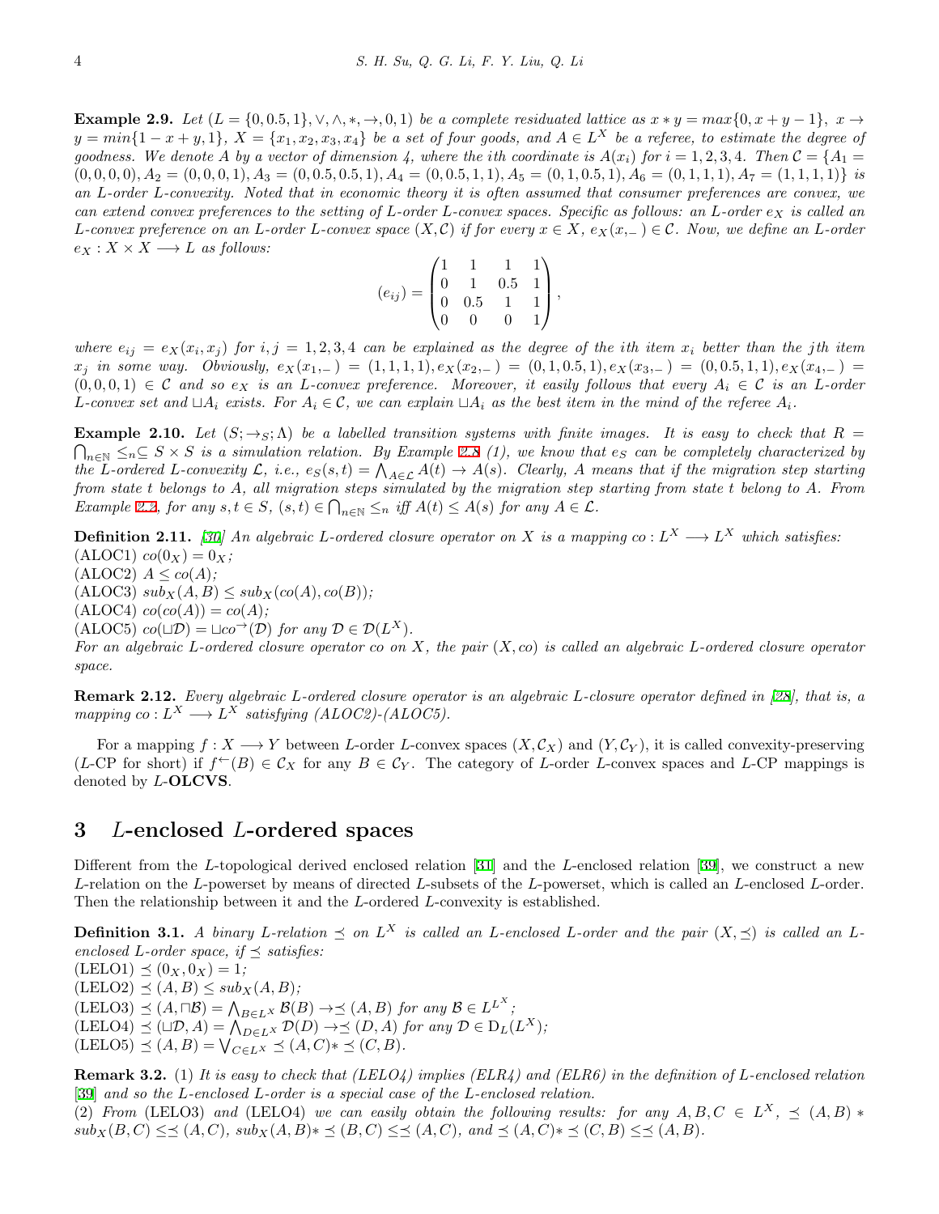**Example 2.9.** *Let $(L = \{0, 0.5, 1\}, \vee, \wedge, *, \rightarrow, 0, 1)$ be a complete residuated lattice as $x * y = max\{0, x + y - 1\}$, $x \rightarrow y = min\{1 - x + y, 1\}$, $X = \{x_1, x_2, x_3, x_4\}$ be a set of four goods, and $A \in L^X$ be a referee, to estimate the degree of goodness. We denote $A$ by a vector of dimension 4, where the ith coordinate is $A(x_i)$ for $i = 1, 2, 3, 4$. Then $\mathcal{C} = \{A_1 = (0, 0, 0, 0), A_2 = (0, 0, 0, 1), A_3 = (0, 0.5, 0.5, 1), A_4 = (0, 0.5, 1, 1), A_5 = (0, 1, 0.5, 1), A_6 = (0, 1, 1, 1), A_7 = (1, 1, 1, 1)\}$ is an $L$-order $L$-convexity. Noted that in economic theory it is often assumed that consumer preferences are convex, we can extend convex preferences to the setting of $L$-order $L$-convex spaces. Specific as follows: an $L$-order $e_X$ is called an $L$-convex preference on an $L$-order $L$-convex space $(X, \mathcal{C})$ if for every $x \in X$, $e_X(x, \_) \in \mathcal{C}$. Now, we define an $L$-order $e_X : X \times X \longrightarrow L$ as follows:*

$$(e_{ij}) = \begin{pmatrix} 1 & 1 & 1 & 1 \\ 0 & 1 & 0.5 & 1 \\ 0 & 0.5 & 1 & 1 \\ 0 & 0 & 0 & 1 \end{pmatrix},$$

*where $e_{ij} = e_X(x_i, x_j)$ for $i, j = 1, 2, 3, 4$ can be explained as the degree of the ith item $x_i$ better than the jth item $x_j$ in some way. Obviously, $e_X(x_1, \_) = (1, 1, 1, 1), e_X(x_2, \_) = (0, 1, 0.5, 1), e_X(x_3, \_) = (0, 0.5, 1, 1), e_X(x_4, \_) = (0, 0, 0, 1) \in \mathcal{C}$ and so $e_X$ is an $L$-convex preference. Moreover, it easily follows that every $A_i \in \mathcal{C}$ is an $L$-order $L$-convex set and $\sqcup A_i$ exists. For $A_i \in \mathcal{C}$, we can explain $\sqcup A_i$ as the best item in the mind of the referee $A_i$.*

**Example 2.10.** *Let $(S; \rightarrow_S; \Lambda)$ be a labelled transition systems with finite images. It is easy to check that $R = \bigcap_{n \in \mathbb{N}} \leq_n \subseteq S \times S$ is a simulation relation. By Example 2.8 (1), we know that $e_S$ can be completely characterized by the $L$-ordered $L$-convexity $\mathcal{L}$, i.e., $e_S(s, t) = \bigwedge_{A \in \mathcal{L}} A(t) \rightarrow A(s)$. Clearly, $A$ means that if the migration step starting from state $t$ belongs to $A$, all migration steps simulated by the migration step starting from state $t$ belong to $A$. From Example 2.2, for any $s, t \in S$, $(s, t) \in \bigcap_{n \in \mathbb{N}} \leq_n$ iff $A(t) \leq A(s)$ for any $A \in \mathcal{L}$.*

**Definition 2.11.** *[30] An algebraic $L$-ordered closure operator on $X$ is a mapping $co : L^X \longrightarrow L^X$ which satisfies:*
(ALOC1) $co(0_X) = 0_X$;
(ALOC2) $A \leq co(A)$;
(ALOC3) $sub_X(A, B) \leq sub_X(co(A), co(B))$;
(ALOC4) $co(co(A)) = co(A)$;
(ALOC5) $co(\sqcup \mathcal{D}) = \sqcup co^{\rightarrow}(\mathcal{D})$ for any $\mathcal{D} \in \mathcal{D}(L^X)$.
*For an algebraic $L$-ordered closure operator $co$ on $X$, the pair $(X, co)$ is called an algebraic $L$-ordered closure operator space.*

**Remark 2.12.** *Every algebraic $L$-ordered closure operator is an algebraic $L$-closure operator defined in [28], that is, a mapping $co : L^X \longrightarrow L^X$ satisfying (ALOC2)-(ALOC5).*

For a mapping $f : X \longrightarrow Y$ between $L$-order $L$-convex spaces $(X, \mathcal{C}_X)$ and $(Y, \mathcal{C}_Y)$, it is called convexity-preserving ($L$-CP for short) if $f^{\leftarrow}(B) \in \mathcal{C}_X$ for any $B \in \mathcal{C}_Y$. The category of $L$-order $L$-convex spaces and $L$-CP mappings is denoted by $L$-**OLCVS**.

## 3 $L$-enclosed $L$-ordered spaces

Different from the $L$-topological derived enclosed relation [31] and the $L$-enclosed relation [39], we construct a new $L$-relation on the $L$-powerset by means of directed $L$-subsets of the $L$-powerset, which is called an $L$-enclosed $L$-order. Then the relationship between it and the $L$-ordered $L$-convexity is established.

**Definition 3.1.** *A binary $L$-relation $\preceq$ on $L^X$ is called an $L$-enclosed $L$-order and the pair $(X, \preceq)$ is called an $L$-enclosed $L$-order space, if $\preceq$ satisfies:*
(LELO1) $\preceq (0_X, 0_X) = 1$;
(LELO2) $\preceq (A, B) \leq sub_X(A, B)$;
(LELO3) $\preceq (A, \sqcap \mathcal{B}) = \bigwedge_{B \in L^X} \mathcal{B}(B) \rightarrow \preceq (A, B)$ for any $\mathcal{B} \in L^{L^X}$;
(LELO4) $\preceq (\sqcup \mathcal{D}, A) = \bigwedge_{D \in L^X} \mathcal{D}(D) \rightarrow \preceq (D, A)$ for any $\mathcal{D} \in \mathrm{D}_L(L^X)$;
(LELO5) $\preceq (A, B) = \bigvee_{C \in L^X} \preceq (A, C) * \preceq (C, B)$.

**Remark 3.2.** (1) *It is easy to check that (LELO4) implies (ELR4) and (ELR6) in the definition of $L$-enclosed relation [39] and so the $L$-enclosed $L$-order is a special case of the $L$-enclosed relation.*
(2) *From* (LELO3) *and* (LELO4) *we can easily obtain the following results: for any $A, B, C \in L^X$, $\preceq (A, B) * sub_X(B, C) \leq \preceq (A, C)$, $sub_X(A, B) * \preceq (B, C) \leq \preceq (A, C)$, and $\preceq (A, C) * \preceq (C, B) \leq \preceq (A, B)$.*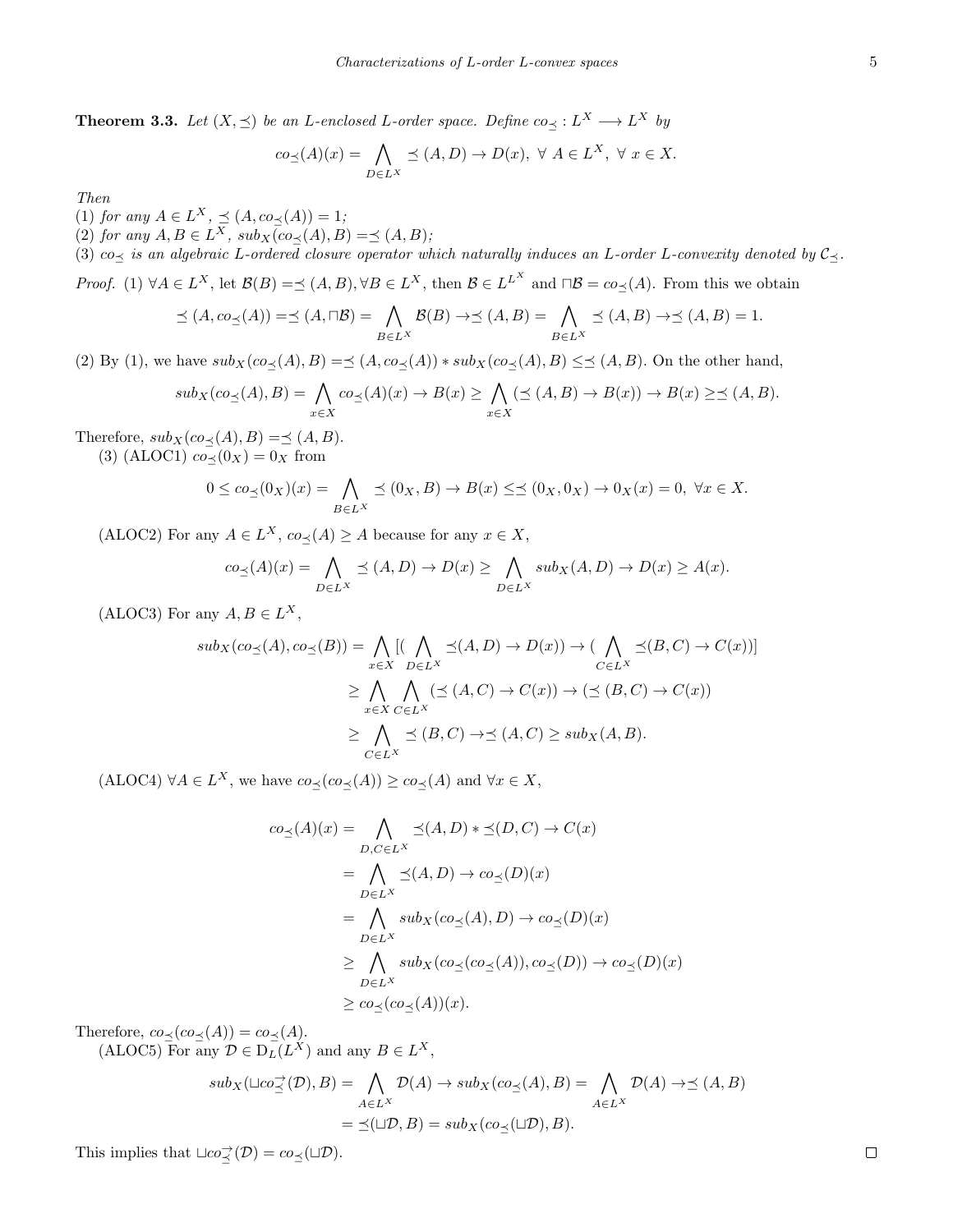**Theorem 3.3.** *Let $(X,\preceq)$ be an L-enclosed L-order space. Define $co_{\preceq}: L^X \longrightarrow L^X$ by*

$$co_{\preceq}(A)(x) = \bigwedge_{D\in L^X} \preceq (A,D) \to D(x),\ \forall\ A\in L^X,\ \forall\ x\in X.$$

*Then*
(1) *for any $A\in L^X$, $\preceq (A, co_{\preceq}(A)) = 1$;*
(2) *for any $A,B\in L^X$, $sub_X(co_{\preceq}(A),B) = \preceq (A,B)$;*
(3) *$co_{\preceq}$ is an algebraic L-ordered closure operator which naturally induces an L-order L-convexity denoted by $\mathcal{C}_{\preceq}$.*

*Proof.* (1) $\forall A\in L^X$, let $\mathcal{B}(B) = \preceq (A,B), \forall B\in L^X$, then $\mathcal{B}\in L^{L^X}$ and $\sqcap\mathcal{B} = co_{\preceq}(A)$. From this we obtain

$$\preceq (A, co_{\preceq}(A)) = \preceq (A, \sqcap\mathcal{B}) = \bigwedge_{B\in L^X} \mathcal{B}(B) \to \preceq (A,B) = \bigwedge_{B\in L^X} \preceq (A,B) \to \preceq (A,B) = 1.$$

(2) By (1), we have $sub_X(co_{\preceq}(A),B) = \preceq (A, co_{\preceq}(A)) * sub_X(co_{\preceq}(A),B) \leq \preceq (A,B)$. On the other hand,

$$sub_X(co_{\preceq}(A),B) = \bigwedge_{x\in X} co_{\preceq}(A)(x) \to B(x) \geq \bigwedge_{x\in X} (\preceq (A,B) \to B(x)) \to B(x) \geq \preceq (A,B).$$

Therefore, $sub_X(co_{\preceq}(A),B) = \preceq (A,B)$.

(3) (ALOC1) $co_{\preceq}(0_X) = 0_X$ from

$$0 \leq co_{\preceq}(0_X)(x) = \bigwedge_{B\in L^X} \preceq (0_X,B) \to B(x) \leq \preceq (0_X,0_X) \to 0_X(x) = 0,\ \forall x\in X.$$

(ALOC2) For any $A\in L^X$, $co_{\preceq}(A) \geq A$ because for any $x\in X$,

$$co_{\preceq}(A)(x) = \bigwedge_{D\in L^X} \preceq (A,D) \to D(x) \geq \bigwedge_{D\in L^X} sub_X(A,D) \to D(x) \geq A(x).$$

(ALOC3) For any $A,B\in L^X$,

$$\begin{aligned}
sub_X(co_{\preceq}(A), co_{\preceq}(B)) &= \bigwedge_{x\in X} [(\bigwedge_{D\in L^X} \preceq(A,D) \to D(x)) \to (\bigwedge_{C\in L^X} \preceq(B,C) \to C(x))] \\
&\geq \bigwedge_{x\in X} \bigwedge_{C\in L^X} (\preceq (A,C) \to C(x)) \to (\preceq (B,C) \to C(x)) \\
&\geq \bigwedge_{C\in L^X} \preceq (B,C) \to \preceq (A,C) \geq sub_X(A,B).
\end{aligned}$$

(ALOC4) $\forall A\in L^X$, we have $co_{\preceq}(co_{\preceq}(A)) \geq co_{\preceq}(A)$ and $\forall x\in X$,

$$\begin{aligned}
co_{\preceq}(A)(x) &= \bigwedge_{D,C\in L^X} \preceq(A,D) * \preceq(D,C) \to C(x) \\
&= \bigwedge_{D\in L^X} \preceq(A,D) \to co_{\preceq}(D)(x) \\
&= \bigwedge_{D\in L^X} sub_X(co_{\preceq}(A),D) \to co_{\preceq}(D)(x) \\
&\geq \bigwedge_{D\in L^X} sub_X(co_{\preceq}(co_{\preceq}(A)), co_{\preceq}(D)) \to co_{\preceq}(D)(x) \\
&\geq co_{\preceq}(co_{\preceq}(A))(x).
\end{aligned}$$

Therefore, $co_{\preceq}(co_{\preceq}(A)) = co_{\preceq}(A)$.

(ALOC5) For any $\mathcal{D}\in \mathrm{D}_L(L^X)$ and any $B\in L^X$,

$$\begin{aligned}
sub_X(\sqcup co_{\preceq}^{\rightarrow}(\mathcal{D}), B) &= \bigwedge_{A\in L^X} \mathcal{D}(A) \to sub_X(co_{\preceq}(A),B) = \bigwedge_{A\in L^X} \mathcal{D}(A) \to \preceq (A,B) \\
&= \preceq(\sqcup\mathcal{D}, B) = sub_X(co_{\preceq}(\sqcup\mathcal{D}), B).
\end{aligned}$$

This implies that $\sqcup co_{\preceq}^{\rightarrow}(\mathcal{D}) = co_{\preceq}(\sqcup\mathcal{D})$. $\square$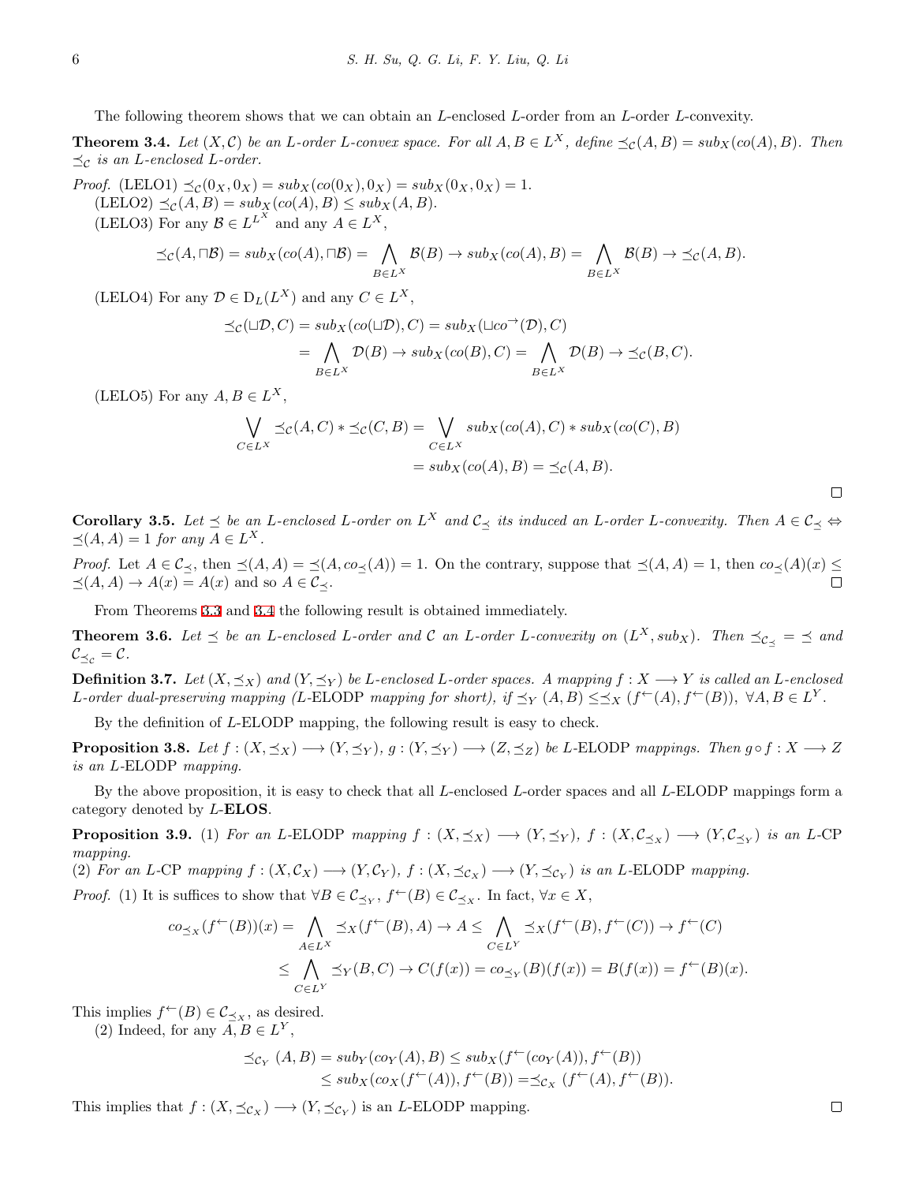The following theorem shows that we can obtain an $L$-enclosed $L$-order from an $L$-order $L$-convexity.

**Theorem 3.4.** *Let $(X, \mathcal{C})$ be an $L$-order $L$-convex space. For all $A, B \in L^X$, define $\preceq_{\mathcal{C}}(A, B) = sub_X(co(A), B)$. Then $\preceq_{\mathcal{C}}$ is an $L$-enclosed $L$-order.*

*Proof.* (LELO1) $\preceq_{\mathcal{C}}(0_X, 0_X) = sub_X(co(0_X), 0_X) = sub_X(0_X, 0_X) = 1$.

(LELO2) $\preceq_{\mathcal{C}}(A, B) = sub_X(co(A), B) \leq sub_X(A, B)$.

(LELO3) For any $\mathcal{B} \in L^{L^X}$ and any $A \in L^X$,

$$\preceq_{\mathcal{C}}(A, \sqcap\mathcal{B}) = sub_X(co(A), \sqcap\mathcal{B}) = \bigwedge_{B \in L^X} \mathcal{B}(B) \to sub_X(co(A), B) = \bigwedge_{B \in L^X} \mathcal{B}(B) \to \preceq_{\mathcal{C}}(A, B).$$

(LELO4) For any $\mathcal{D} \in \mathrm{D}_L(L^X)$ and any $C \in L^X$,

$$\begin{aligned}\preceq_{\mathcal{C}}(\sqcup\mathcal{D}, C) &= sub_X(co(\sqcup\mathcal{D}), C) = sub_X(\sqcup co^{\to}(\mathcal{D}), C) \\ &= \bigwedge_{B \in L^X} \mathcal{D}(B) \to sub_X(co(B), C) = \bigwedge_{B \in L^X} \mathcal{D}(B) \to \preceq_{\mathcal{C}}(B, C).\end{aligned}$$

(LELO5) For any $A, B \in L^X$,

$$\begin{aligned}\bigvee_{C \in L^X} \preceq_{\mathcal{C}}(A, C) * \preceq_{\mathcal{C}}(C, B) &= \bigvee_{C \in L^X} sub_X(co(A), C) * sub_X(co(C), B) \\ &= sub_X(co(A), B) = \preceq_{\mathcal{C}}(A, B).\end{aligned}$$

□

**Corollary 3.5.** *Let $\preceq$ be an $L$-enclosed $L$-order on $L^X$ and $\mathcal{C}_{\preceq}$ its induced an $L$-order $L$-convexity. Then $A \in \mathcal{C}_{\preceq} \Leftrightarrow \preceq(A, A) = 1$ for any $A \in L^X$.*

*Proof.* Let $A \in \mathcal{C}_{\preceq}$, then $\preceq(A, A) = \preceq(A, co_{\preceq}(A)) = 1$. On the contrary, suppose that $\preceq(A, A) = 1$, then $co_{\preceq}(A)(x) \leq \preceq(A, A) \to A(x) = A(x)$ and so $A \in \mathcal{C}_{\preceq}$. □

From Theorems 3.3 and 3.4 the following result is obtained immediately.

**Theorem 3.6.** *Let $\preceq$ be an $L$-enclosed $L$-order and $\mathcal{C}$ an $L$-order $L$-convexity on $(L^X, sub_X)$. Then $\preceq_{\mathcal{C}_{\preceq}} = \preceq$ and $\mathcal{C}_{\preceq_{\mathcal{C}}} = \mathcal{C}$.*

**Definition 3.7.** *Let $(X, \preceq_X)$ and $(Y, \preceq_Y)$ be $L$-enclosed $L$-order spaces. A mapping $f : X \longrightarrow Y$ is called an $L$-enclosed $L$-order dual-preserving mapping ($L$-ELODP mapping for short), if $\preceq_Y (A, B) \leq \preceq_X (f^{\leftarrow}(A), f^{\leftarrow}(B))$, $\forall A, B \in L^Y$.*

By the definition of $L$-ELODP mapping, the following result is easy to check.

**Proposition 3.8.** *Let $f : (X, \preceq_X) \longrightarrow (Y, \preceq_Y)$, $g : (Y, \preceq_Y) \longrightarrow (Z, \preceq_Z)$ be $L$-ELODP mappings. Then $g \circ f : X \longrightarrow Z$ is an $L$-ELODP mapping.*

By the above proposition, it is easy to check that all $L$-enclosed $L$-order spaces and all $L$-ELODP mappings form a category denoted by $L$-**ELOS**.

**Proposition 3.9.** (1) *For an $L$-ELODP mapping $f : (X, \preceq_X) \longrightarrow (Y, \preceq_Y)$, $f : (X, \mathcal{C}_{\preceq_X}) \longrightarrow (Y, \mathcal{C}_{\preceq_Y})$ is an $L$-CP mapping.*

(2) *For an $L$-CP mapping $f : (X, \mathcal{C}_X) \longrightarrow (Y, \mathcal{C}_Y)$, $f : (X, \preceq_{\mathcal{C}_X}) \longrightarrow (Y, \preceq_{\mathcal{C}_Y})$ is an $L$-ELODP mapping.*

*Proof.* (1) It is suffices to show that $\forall B \in \mathcal{C}_{\preceq_Y}$, $f^{\leftarrow}(B) \in \mathcal{C}_{\preceq_X}$. In fact, $\forall x \in X$,

$$\begin{aligned}co_{\preceq_X}(f^{\leftarrow}(B))(x) &= \bigwedge_{A \in L^X} \preceq_X(f^{\leftarrow}(B), A) \to A \leq \bigwedge_{C \in L^Y} \preceq_X(f^{\leftarrow}(B), f^{\leftarrow}(C)) \to f^{\leftarrow}(C) \\ &\leq \bigwedge_{C \in L^Y} \preceq_Y(B, C) \to C(f(x)) = co_{\preceq_Y}(B)(f(x)) = B(f(x)) = f^{\leftarrow}(B)(x).\end{aligned}$$

This implies $f^{\leftarrow}(B) \in \mathcal{C}_{\preceq_X}$, as desired.

(2) Indeed, for any $A, B \in L^Y$,

$$\begin{aligned}\preceq_{\mathcal{C}_Y}(A, B) &= sub_Y(co_Y(A), B) \leq sub_X(f^{\leftarrow}(co_Y(A)), f^{\leftarrow}(B)) \\ &\leq sub_X(co_X(f^{\leftarrow}(A)), f^{\leftarrow}(B)) = \preceq_{\mathcal{C}_X}(f^{\leftarrow}(A), f^{\leftarrow}(B)).\end{aligned}$$

This implies that $f : (X, \preceq_{\mathcal{C}_X}) \longrightarrow (Y, \preceq_{\mathcal{C}_Y})$ is an $L$-ELODP mapping. □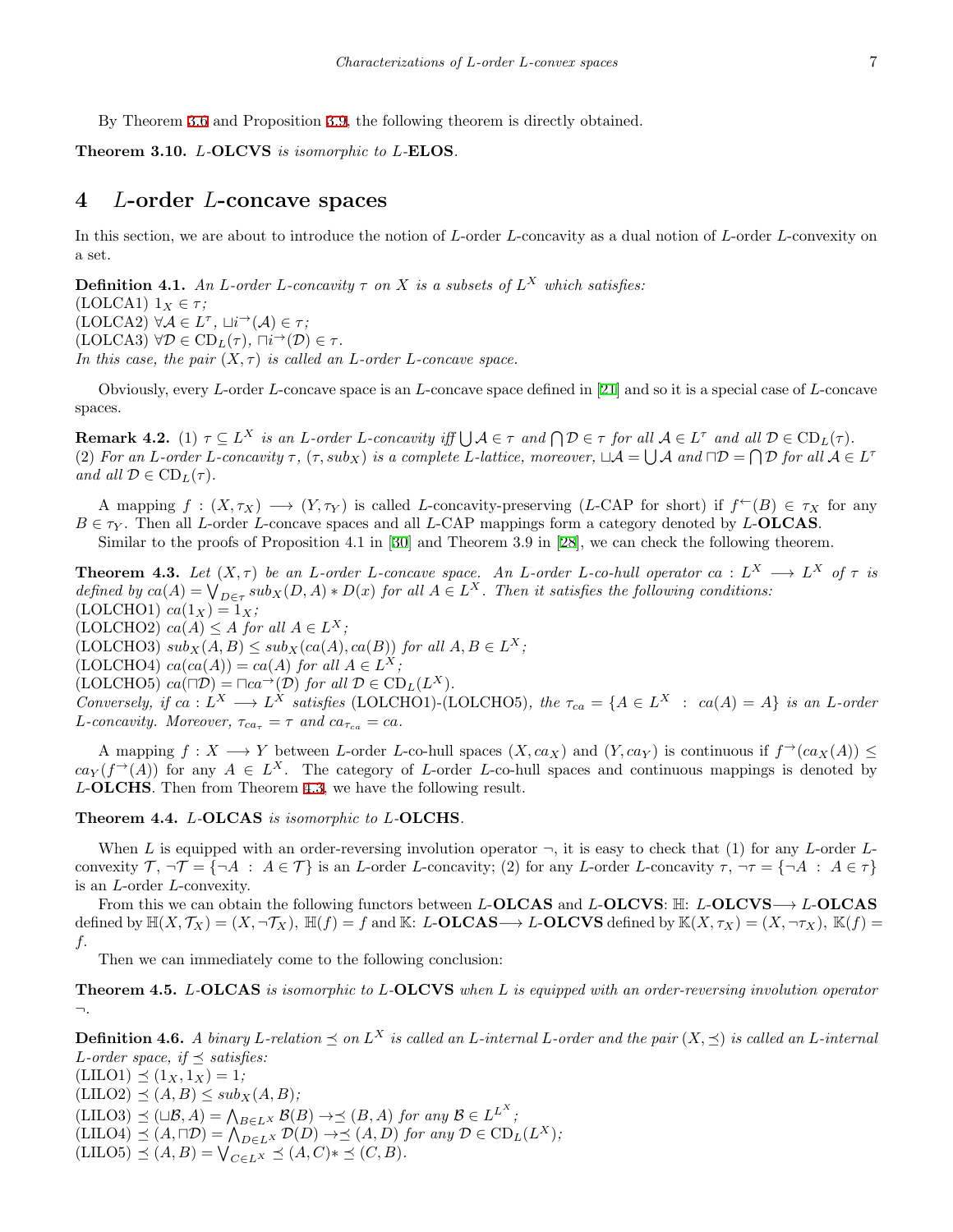By Theorem 3.6 and Proposition 3.9, the following theorem is directly obtained.

**Theorem 3.10.** *$L$-**OLCVS** is isomorphic to $L$-**ELOS**.*

## 4 $L$-order $L$-concave spaces

In this section, we are about to introduce the notion of $L$-order $L$-concavity as a dual notion of $L$-order $L$-convexity on a set.

**Definition 4.1.** *An $L$-order $L$-concavity $\tau$ on $X$ is a subsets of $L^X$ which satisfies:*
(LOLCA1) $1_X \in \tau$;
(LOLCA2) $\forall \mathcal{A} \in L^{\tau}$, $\sqcup i^{\rightarrow}(\mathcal{A}) \in \tau$;
(LOLCA3) $\forall \mathcal{D} \in \mathrm{CD}_L(\tau)$, $\sqcap i^{\rightarrow}(\mathcal{D}) \in \tau$.
*In this case, the pair $(X, \tau)$ is called an $L$-order $L$-concave space.*

Obviously, every $L$-order $L$-concave space is an $L$-concave space defined in [21] and so it is a special case of $L$-concave spaces.

**Remark 4.2.** (1) *$\tau \subseteq L^X$ is an $L$-order $L$-concavity iff $\bigcup \mathcal{A} \in \tau$ and $\bigcap \mathcal{D} \in \tau$ for all $\mathcal{A} \in L^{\tau}$ and all $\mathcal{D} \in \mathrm{CD}_L(\tau)$.*
(2) *For an $L$-order $L$-concavity $\tau$, $(\tau, sub_X)$ is a complete $L$-lattice, moreover, $\sqcup \mathcal{A} = \bigcup \mathcal{A}$ and $\sqcap \mathcal{D} = \bigcap \mathcal{D}$ for all $\mathcal{A} \in L^{\tau}$ and all $\mathcal{D} \in \mathrm{CD}_L(\tau)$.*

A mapping $f : (X, \tau_X) \longrightarrow (Y, \tau_Y)$ is called $L$-concavity-preserving ($L$-CAP for short) if $f^{\leftarrow}(B) \in \tau_X$ for any $B \in \tau_Y$. Then all $L$-order $L$-concave spaces and all $L$-CAP mappings form a category denoted by $L$-**OLCAS**.

Similar to the proofs of Proposition 4.1 in [30] and Theorem 3.9 in [28], we can check the following theorem.

**Theorem 4.3.** *Let $(X, \tau)$ be an $L$-order $L$-concave space. An $L$-order $L$-co-hull operator $ca : L^X \longrightarrow L^X$ of $\tau$ is defined by $ca(A) = \bigvee_{D \in \tau} sub_X(D, A) * D(x)$ for all $A \in L^X$. Then it satisfies the following conditions:*
(LOLCHO1) $ca(1_X) = 1_X$;
(LOLCHO2) $ca(A) \leq A$ for all $A \in L^X$;
(LOLCHO3) $sub_X(A, B) \leq sub_X(ca(A), ca(B))$ for all $A, B \in L^X$;
(LOLCHO4) $ca(ca(A)) = ca(A)$ for all $A \in L^X$;
(LOLCHO5) $ca(\sqcap \mathcal{D}) = \sqcap ca^{\rightarrow}(\mathcal{D})$ for all $\mathcal{D} \in \mathrm{CD}_L(L^X)$.
*Conversely, if $ca : L^X \longrightarrow L^X$ satisfies* (LOLCHO1)-(LOLCHO5)*, the $\tau_{ca} = \{A \in L^X \ : \ ca(A) = A\}$ is an $L$-order $L$-concavity. Moreover, $\tau_{ca_{\tau}} = \tau$ and $ca_{\tau_{ca}} = ca$.*

A mapping $f : X \longrightarrow Y$ between $L$-order $L$-co-hull spaces $(X, ca_X)$ and $(Y, ca_Y)$ is continuous if $f^{\rightarrow}(ca_X(A)) \leq ca_Y(f^{\rightarrow}(A))$ for any $A \in L^X$. The category of $L$-order $L$-co-hull spaces and continuous mappings is denoted by $L$-**OLCHS**. Then from Theorem 4.3, we have the following result.

**Theorem 4.4.** *$L$-**OLCAS** is isomorphic to $L$-**OLCHS**.*

When $L$ is equipped with an order-reversing involution operator $\neg$, it is easy to check that (1) for any $L$-order $L$-convexity $\mathcal{T}$, $\neg \mathcal{T} = \{\neg A \ : \ A \in \mathcal{T}\}$ is an $L$-order $L$-concavity; (2) for any $L$-order $L$-concavity $\tau$, $\neg \tau = \{\neg A \ : \ A \in \tau\}$ is an $L$-order $L$-convexity.

From this we can obtain the following functors between $L$-**OLCAS** and $L$-**OLCVS**: $\mathbb{H}$: $L$-**OLCVS**$\longrightarrow$ $L$-**OLCAS** defined by $\mathbb{H}(X, \mathcal{T}_X) = (X, \neg \mathcal{T}_X)$, $\mathbb{H}(f) = f$ and $\mathbb{K}$: $L$-**OLCAS**$\longrightarrow$ $L$-**OLCVS** defined by $\mathbb{K}(X, \tau_X) = (X, \neg \tau_X)$, $\mathbb{K}(f) = f$.

Then we can immediately come to the following conclusion:

**Theorem 4.5.** *$L$-**OLCAS** is isomorphic to $L$-**OLCVS** when $L$ is equipped with an order-reversing involution operator $\neg$.*

**Definition 4.6.** *A binary $L$-relation $\preceq$ on $L^X$ is called an $L$-internal $L$-order and the pair $(X, \preceq)$ is called an $L$-internal $L$-order space, if $\preceq$ satisfies:*
(LILO1) $\preceq(1_X, 1_X) = 1$;
(LILO2) $\preceq(A, B) \leq sub_X(A, B)$;
(LILO3) $\preceq(\sqcup \mathcal{B}, A) = \bigwedge_{B \in L^X} \mathcal{B}(B) \rightarrow \preceq(B, A)$ for any $\mathcal{B} \in L^{L^X}$;
(LILO4) $\preceq(A, \sqcap \mathcal{D}) = \bigwedge_{D \in L^X} \mathcal{D}(D) \rightarrow \preceq(A, D)$ for any $\mathcal{D} \in \mathrm{CD}_L(L^X)$;
(LILO5) $\preceq(A, B) = \bigvee_{C \in L^X} \preceq(A, C) * \preceq(C, B)$.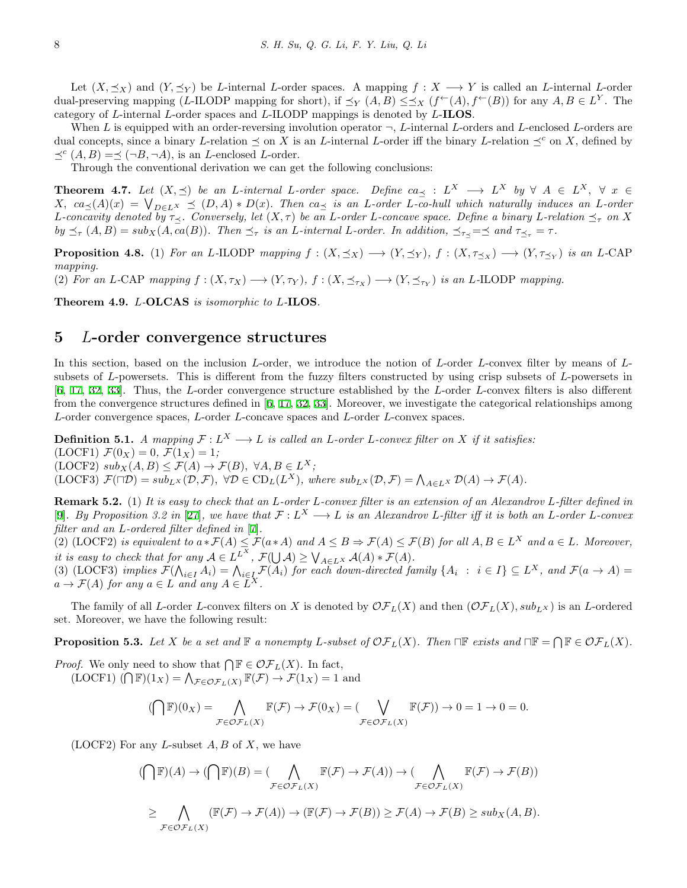Let $(X, \preceq_X)$ and $(Y, \preceq_Y)$ be $L$-internal $L$-order spaces. A mapping $f : X \longrightarrow Y$ is called an $L$-internal $L$-order dual-preserving mapping ($L$-ILODP mapping for short), if $\preceq_Y (A, B) \leq \preceq_X (f^{\leftarrow}(A), f^{\leftarrow}(B))$ for any $A, B \in L^Y$. The category of $L$-internal $L$-order spaces and $L$-ILODP mappings is denoted by $L$-**ILOS**.

When $L$ is equipped with an order-reversing involution operator $\neg$, $L$-internal $L$-orders and $L$-enclosed $L$-orders are dual concepts, since a binary $L$-relation $\preceq$ on $X$ is an $L$-internal $L$-order iff the binary $L$-relation $\preceq^c$ on $X$, defined by $\preceq^c (A, B) = \preceq (\neg B, \neg A)$, is an $L$-enclosed $L$-order.

Through the conventional derivation we can get the following conclusions:

**Theorem 4.7.** *Let $(X, \preceq)$ be an $L$-internal $L$-order space. Define $ca_{\preceq} : L^X \longrightarrow L^X$ by $\forall\ A \in L^X,\ \forall\ x \in X,\ ca_{\preceq}(A)(x) = \bigvee_{D \in L^X} \preceq (D, A) * D(x)$. Then $ca_{\preceq}$ is an $L$-order $L$-co-hull which naturally induces an $L$-order $L$-concavity denoted by $\tau_{\preceq}$. Conversely, let $(X, \tau)$ be an $L$-order $L$-concave space. Define a binary $L$-relation $\preceq_\tau$ on $X$ by $\preceq_\tau (A, B) = sub_X(A, ca(B))$. Then $\preceq_\tau$ is an $L$-internal $L$-order. In addition, $\preceq_{\tau_{\preceq}} = \preceq$ and $\tau_{\preceq_\tau} = \tau$.*

**Proposition 4.8.** (1) *For an $L$-ILODP mapping $f : (X, \preceq_X) \longrightarrow (Y, \preceq_Y)$, $f : (X, \tau_{\preceq_X}) \longrightarrow (Y, \tau_{\preceq_Y})$ is an $L$-CAP mapping.*
(2) *For an $L$-CAP mapping $f : (X, \tau_X) \longrightarrow (Y, \tau_Y)$, $f : (X, \preceq_{\tau_X}) \longrightarrow (Y, \preceq_{\tau_Y})$ is an $L$-ILODP mapping.*

**Theorem 4.9.** *$L$-**OLCAS** is isomorphic to $L$-**ILOS**.*

# 5 $L$-order convergence structures

In this section, based on the inclusion $L$-order, we introduce the notion of $L$-order $L$-convex filter by means of $L$-subsets of $L$-powersets. This is different from the fuzzy filters constructed by using crisp subsets of $L$-powersets in [6, 17, 32, 33]. Thus, the $L$-order convergence structure established by the $L$-order $L$-convex filters is also different from the convergence structures defined in [6, 17, 32, 33]. Moreover, we investigate the categorical relationships among $L$-order convergence spaces, $L$-order $L$-concave spaces and $L$-order $L$-convex spaces.

**Definition 5.1.** *A mapping $\mathcal{F} : L^X \longrightarrow L$ is called an $L$-order $L$-convex filter on $X$ if it satisfies:*
(LOCF1) $\mathcal{F}(0_X) = 0$, $\mathcal{F}(1_X) = 1$;
(LOCF2) $sub_X(A, B) \leq \mathcal{F}(A) \to \mathcal{F}(B)$, $\forall A, B \in L^X$;
(LOCF3) $\mathcal{F}(\sqcap \mathcal{D}) = sub_{L^X}(\mathcal{D}, \mathcal{F})$, $\forall \mathcal{D} \in \mathrm{CD}_L(L^X)$, *where* $sub_{L^X}(\mathcal{D}, \mathcal{F}) = \bigwedge_{A \in L^X} \mathcal{D}(A) \to \mathcal{F}(A)$.

**Remark 5.2.** (1) *It is easy to check that an $L$-order $L$-convex filter is an extension of an Alexandrov $L$-filter defined in [9]. By Proposition 3.2 in [27], we have that $\mathcal{F} : L^X \longrightarrow L$ is an Alexandrov $L$-filter iff it is both an $L$-order $L$-convex filter and an $L$-ordered filter defined in [7].*
(2) (LOCF2) *is equivalent to $a * \mathcal{F}(A) \leq \mathcal{F}(a * A)$ and $A \leq B \Rightarrow \mathcal{F}(A) \leq \mathcal{F}(B)$ for all $A, B \in L^X$ and $a \in L$. Moreover, it is easy to check that for any $\mathcal{A} \in L^{L^X}$, $\mathcal{F}(\bigcup \mathcal{A}) \geq \bigvee_{A \in L^X} \mathcal{A}(A) * \mathcal{F}(A)$.*
(3) (LOCF3) *implies $\mathcal{F}(\bigwedge_{i \in I} A_i) = \bigwedge_{i \in I} \mathcal{F}(A_i)$ for each down-directed family $\{A_i\ :\ i \in I\} \subseteq L^X$, and $\mathcal{F}(a \to A) = a \to \mathcal{F}(A)$ for any $a \in L$ and any $A \in L^X$.*

The family of all $L$-order $L$-convex filters on $X$ is denoted by $\mathcal{OF}_L(X)$ and then $(\mathcal{OF}_L(X), sub_{L^X})$ is an $L$-ordered set. Moreover, we have the following result:

**Proposition 5.3.** *Let $X$ be a set and $\mathbb{F}$ a nonempty $L$-subset of $\mathcal{OF}_L(X)$. Then $\sqcap \mathbb{F}$ exists and $\sqcap \mathbb{F} = \bigcap \mathbb{F} \in \mathcal{OF}_L(X)$.*

*Proof.* We only need to show that $\bigcap \mathbb{F} \in \mathcal{OF}_L(X)$. In fact,
(LOCF1) $(\bigcap \mathbb{F})(1_X) = \bigwedge_{\mathcal{F} \in \mathcal{OF}_L(X)} \mathbb{F}(\mathcal{F}) \to \mathcal{F}(1_X) = 1$ and

$$(\bigcap \mathbb{F})(0_X) = \bigwedge_{\mathcal{F} \in \mathcal{OF}_L(X)} \mathbb{F}(\mathcal{F}) \to \mathcal{F}(0_X) = (\bigvee_{\mathcal{F} \in \mathcal{OF}_L(X)} \mathbb{F}(\mathcal{F})) \to 0 = 1 \to 0 = 0.$$

(LOCF2) For any $L$-subset $A, B$ of $X$, we have

$$(\bigcap \mathbb{F})(A) \to (\bigcap \mathbb{F})(B) = (\bigwedge_{\mathcal{F} \in \mathcal{OF}_L(X)} \mathbb{F}(\mathcal{F}) \to \mathcal{F}(A)) \to (\bigwedge_{\mathcal{F} \in \mathcal{OF}_L(X)} \mathbb{F}(\mathcal{F}) \to \mathcal{F}(B))$$

$$\geq \bigwedge_{\mathcal{F} \in \mathcal{OF}_L(X)} (\mathbb{F}(\mathcal{F}) \to \mathcal{F}(A)) \to (\mathbb{F}(\mathcal{F}) \to \mathcal{F}(B)) \geq \mathcal{F}(A) \to \mathcal{F}(B) \geq sub_X(A, B).$$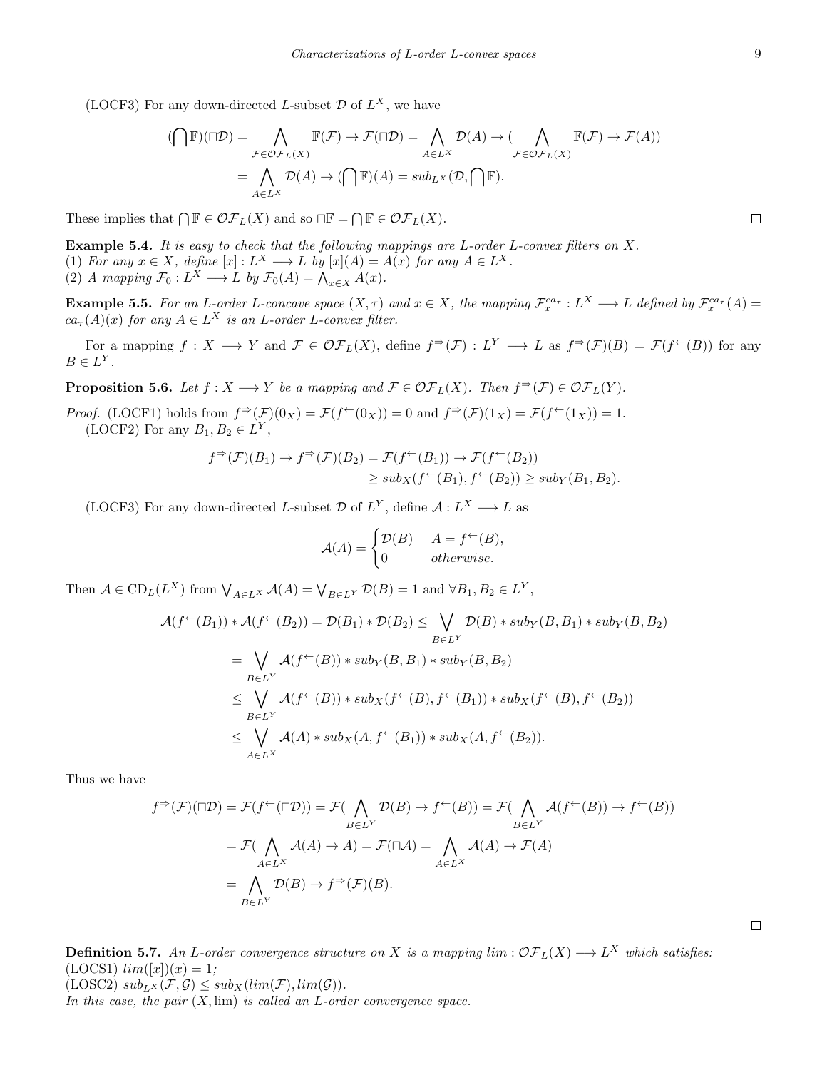(LOCF3) For any down-directed $L$-subset $\mathcal{D}$ of $L^X$, we have

$$
\begin{aligned}
(\bigcap \mathbb{F})(\sqcap \mathcal{D}) &= \bigwedge_{\mathcal{F}\in \mathcal{OF}_L(X)} \mathbb{F}(\mathcal{F}) \to \mathcal{F}(\sqcap \mathcal{D}) = \bigwedge_{A\in L^X} \mathcal{D}(A) \to (\bigwedge_{\mathcal{F}\in \mathcal{OF}_L(X)} \mathbb{F}(\mathcal{F}) \to \mathcal{F}(A)) \\
&= \bigwedge_{A\in L^X} \mathcal{D}(A) \to (\bigcap \mathbb{F})(A) = sub_{L^X}(\mathcal{D}, \bigcap \mathbb{F}).
\end{aligned}
$$

These implies that $\bigcap \mathbb{F} \in \mathcal{OF}_L(X)$ and so $\sqcap \mathbb{F} = \bigcap \mathbb{F} \in \mathcal{OF}_L(X)$. $\square$

**Example 5.4.** *It is easy to check that the following mappings are $L$-order $L$-convex filters on $X$.*
(1) *For any $x \in X$, define $[x] : L^X \longrightarrow L$ by $[x](A) = A(x)$ for any $A \in L^X$.*
(2) *A mapping $\mathcal{F}_0 : L^X \longrightarrow L$ by $\mathcal{F}_0(A) = \bigwedge_{x\in X} A(x)$.*

**Example 5.5.** *For an $L$-order $L$-concave space $(X, \tau)$ and $x \in X$, the mapping $\mathcal{F}_x^{ca_\tau} : L^X \longrightarrow L$ defined by $\mathcal{F}_x^{ca_\tau}(A) = ca_\tau(A)(x)$ for any $A \in L^X$ is an $L$-order $L$-convex filter.*

For a mapping $f : X \longrightarrow Y$ and $\mathcal{F} \in \mathcal{OF}_L(X)$, define $f^{\Rightarrow}(\mathcal{F}) : L^Y \longrightarrow L$ as $f^{\Rightarrow}(\mathcal{F})(B) = \mathcal{F}(f^{\leftarrow}(B))$ for any $B \in L^Y$.

**Proposition 5.6.** *Let $f : X \longrightarrow Y$ be a mapping and $\mathcal{F} \in \mathcal{OF}_L(X)$. Then $f^{\Rightarrow}(\mathcal{F}) \in \mathcal{OF}_L(Y)$.*

*Proof.* (LOCF1) holds from $f^{\Rightarrow}(\mathcal{F})(0_X) = \mathcal{F}(f^{\leftarrow}(0_X)) = 0$ and $f^{\Rightarrow}(\mathcal{F})(1_X) = \mathcal{F}(f^{\leftarrow}(1_X)) = 1$.
(LOCF2) For any $B_1, B_2 \in L^Y$,

$$
\begin{aligned}
f^{\Rightarrow}(\mathcal{F})(B_1) \to f^{\Rightarrow}(\mathcal{F})(B_2) &= \mathcal{F}(f^{\leftarrow}(B_1)) \to \mathcal{F}(f^{\leftarrow}(B_2)) \\
&\geq sub_X(f^{\leftarrow}(B_1), f^{\leftarrow}(B_2)) \geq sub_Y(B_1, B_2).
\end{aligned}
$$

(LOCF3) For any down-directed $L$-subset $\mathcal{D}$ of $L^Y$, define $\mathcal{A} : L^X \longrightarrow L$ as

$$
\mathcal{A}(A) = \begin{cases} \mathcal{D}(B) & A = f^{\leftarrow}(B), \\ 0 & otherwise. \end{cases}
$$

Then $\mathcal{A} \in \mathrm{CD}_L(L^X)$ from $\bigvee_{A\in L^X} \mathcal{A}(A) = \bigvee_{B\in L^Y} \mathcal{D}(B) = 1$ and $\forall B_1, B_2 \in L^Y$,

$$
\begin{aligned}
\mathcal{A}(f^{\leftarrow}(B_1)) * \mathcal{A}(f^{\leftarrow}(B_2)) = \mathcal{D}(B_1) * \mathcal{D}(B_2) &\leq \bigvee_{B\in L^Y} \mathcal{D}(B) * sub_Y(B, B_1) * sub_Y(B, B_2) \\
&= \bigvee_{B\in L^Y} \mathcal{A}(f^{\leftarrow}(B)) * sub_Y(B, B_1) * sub_Y(B, B_2) \\
&\leq \bigvee_{B\in L^Y} \mathcal{A}(f^{\leftarrow}(B)) * sub_X(f^{\leftarrow}(B), f^{\leftarrow}(B_1)) * sub_X(f^{\leftarrow}(B), f^{\leftarrow}(B_2)) \\
&\leq \bigvee_{A\in L^X} \mathcal{A}(A) * sub_X(A, f^{\leftarrow}(B_1)) * sub_X(A, f^{\leftarrow}(B_2)).
\end{aligned}
$$

Thus we have

$$
\begin{aligned}
f^{\Rightarrow}(\mathcal{F})(\sqcap \mathcal{D}) = \mathcal{F}(f^{\leftarrow}(\sqcap \mathcal{D})) &= \mathcal{F}(\bigwedge_{B\in L^Y} \mathcal{D}(B) \to f^{\leftarrow}(B)) = \mathcal{F}(\bigwedge_{B\in L^Y} \mathcal{A}(f^{\leftarrow}(B)) \to f^{\leftarrow}(B)) \\
&= \mathcal{F}(\bigwedge_{A\in L^X} \mathcal{A}(A) \to A) = \mathcal{F}(\sqcap \mathcal{A}) = \bigwedge_{A\in L^X} \mathcal{A}(A) \to \mathcal{F}(A) \\
&= \bigwedge_{B\in L^Y} \mathcal{D}(B) \to f^{\Rightarrow}(\mathcal{F})(B).
\end{aligned}
$$

$\square$

**Definition 5.7.** *An $L$-order convergence structure on $X$ is a mapping $lim : \mathcal{OF}_L(X) \longrightarrow L^X$ which satisfies:*
(LOCS1) *$lim([x])(x) = 1$;*
(LOSC2) *$sub_{L^X}(\mathcal{F}, \mathcal{G}) \leq sub_X(lim(\mathcal{F}), lim(\mathcal{G}))$.*
*In this case, the pair $(X, \lim)$ is called an $L$-order convergence space.*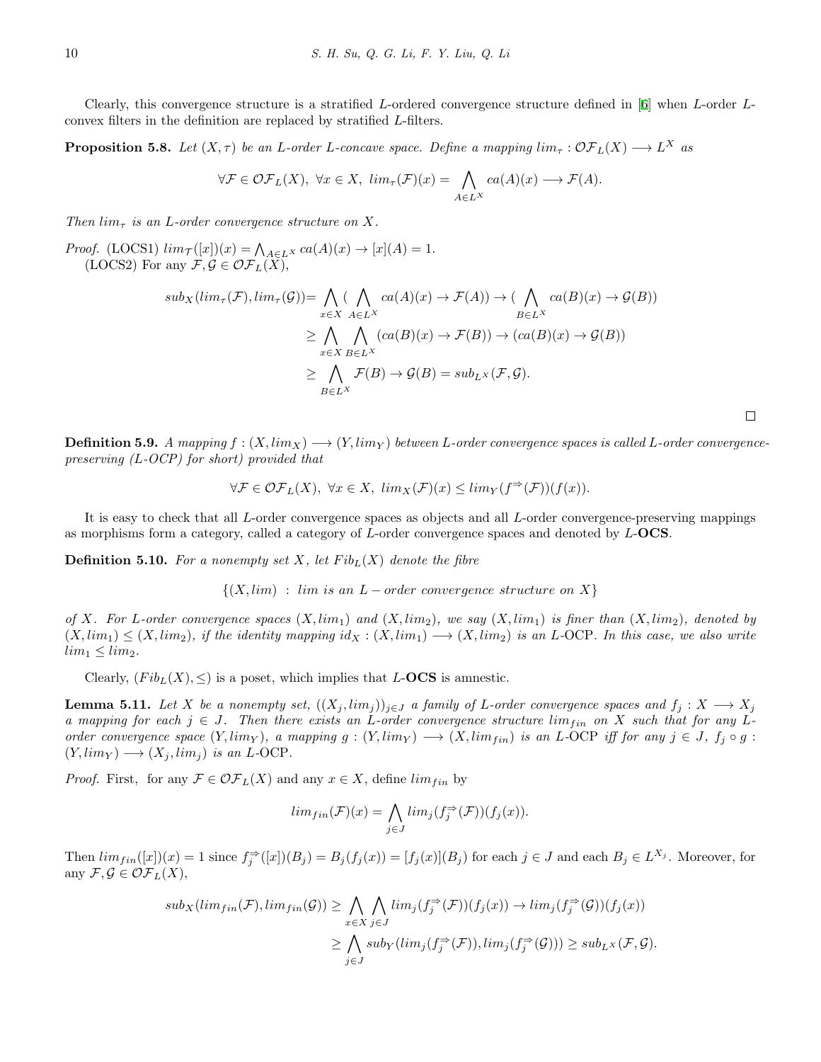Clearly, this convergence structure is a stratified $L$-ordered convergence structure defined in [6] when $L$-order $L$-convex filters in the definition are replaced by stratified $L$-filters.

**Proposition 5.8.** *Let $(X, \tau)$ be an $L$-order $L$-concave space. Define a mapping $lim_\tau : \mathcal{OF}_L(X) \longrightarrow L^X$ as*

$$\forall \mathcal{F} \in \mathcal{OF}_L(X),\ \forall x \in X,\ lim_\tau(\mathcal{F})(x) = \bigwedge_{A \in L^X} ca(A)(x) \longrightarrow \mathcal{F}(A).$$

*Then $lim_\tau$ is an $L$-order convergence structure on $X$.*

*Proof.* (LOCS1) $lim_\mathcal{T}([x])(x) = \bigwedge_{A \in L^X} ca(A)(x) \to [x](A) = 1$.

(LOCS2) For any $\mathcal{F}, \mathcal{G} \in \mathcal{OF}_L(X)$,

$$\begin{aligned}
sub_X(lim_\tau(\mathcal{F}), lim_\tau(\mathcal{G})) &= \bigwedge_{x \in X} (\bigwedge_{A \in L^X} ca(A)(x) \to \mathcal{F}(A)) \to (\bigwedge_{B \in L^X} ca(B)(x) \to \mathcal{G}(B)) \\
&\geq \bigwedge_{x \in X} \bigwedge_{B \in L^X} (ca(B)(x) \to \mathcal{F}(B)) \to (ca(B)(x) \to \mathcal{G}(B)) \\
&\geq \bigwedge_{B \in L^X} \mathcal{F}(B) \to \mathcal{G}(B) = sub_{L^X}(\mathcal{F}, \mathcal{G}).
\end{aligned}$$

□

**Definition 5.9.** *A mapping $f : (X, lim_X) \longrightarrow (Y, lim_Y)$ between $L$-order convergence spaces is called $L$-order convergence-preserving ($L$-OCP for short) provided that*

$$\forall \mathcal{F} \in \mathcal{OF}_L(X),\ \forall x \in X,\ lim_X(\mathcal{F})(x) \leq lim_Y(f^{\Rightarrow}(\mathcal{F}))(f(x)).$$

It is easy to check that all $L$-order convergence spaces as objects and all $L$-order convergence-preserving mappings as morphisms form a category, called a category of $L$-order convergence spaces and denoted by $L$-**OCS**.

**Definition 5.10.** *For a nonempty set $X$, let $Fib_L(X)$ denote the fibre*

$$\{(X, lim) \ : \ lim \text{ is an } L-order \text{ convergence structure on } X\}$$

*of $X$. For $L$-order convergence spaces $(X, lim_1)$ and $(X, lim_2)$, we say $(X, lim_1)$ is finer than $(X, lim_2)$, denoted by $(X, lim_1) \leq (X, lim_2)$, if the identity mapping $id_X : (X, lim_1) \longrightarrow (X, lim_2)$ is an $L$-OCP. In this case, we also write $lim_1 \leq lim_2$.*

Clearly, $(Fib_L(X), \leq)$ is a poset, which implies that $L$-**OCS** is amnestic.

**Lemma 5.11.** *Let $X$ be a nonempty set, $((X_j, lim_j))_{j \in J}$ a family of $L$-order convergence spaces and $f_j : X \longrightarrow X_j$ a mapping for each $j \in J$. Then there exists an $L$-order convergence structure $lim_{fin}$ on $X$ such that for any $L$-order convergence space $(Y, lim_Y)$, a mapping $g : (Y, lim_Y) \longrightarrow (X, lim_{fin})$ is an $L$-OCP iff for any $j \in J$, $f_j \circ g : (Y, lim_Y) \longrightarrow (X_j, lim_j)$ is an $L$-OCP.*

*Proof.* First, for any $\mathcal{F} \in \mathcal{OF}_L(X)$ and any $x \in X$, define $lim_{fin}$ by

$$lim_{fin}(\mathcal{F})(x) = \bigwedge_{j \in J} lim_j(f_j^{\Rightarrow}(\mathcal{F}))(f_j(x)).$$

Then $lim_{fin}([x])(x) = 1$ since $f_j^{\Rightarrow}([x])(B_j) = B_j(f_j(x)) = [f_j(x)](B_j)$ for each $j \in J$ and each $B_j \in L^{X_j}$. Moreover, for any $\mathcal{F}, \mathcal{G} \in \mathcal{OF}_L(X)$,

$$\begin{aligned}
sub_X(lim_{fin}(\mathcal{F}), lim_{fin}(\mathcal{G})) &\geq \bigwedge_{x \in X} \bigwedge_{j \in J} lim_j(f_j^{\Rightarrow}(\mathcal{F}))(f_j(x)) \to lim_j(f_j^{\Rightarrow}(\mathcal{G}))(f_j(x)) \\
&\geq \bigwedge_{j \in J} sub_Y(lim_j(f_j^{\Rightarrow}(\mathcal{F})), lim_j(f_j^{\Rightarrow}(\mathcal{G}))) \geq sub_{L^X}(\mathcal{F}, \mathcal{G}).
\end{aligned}$$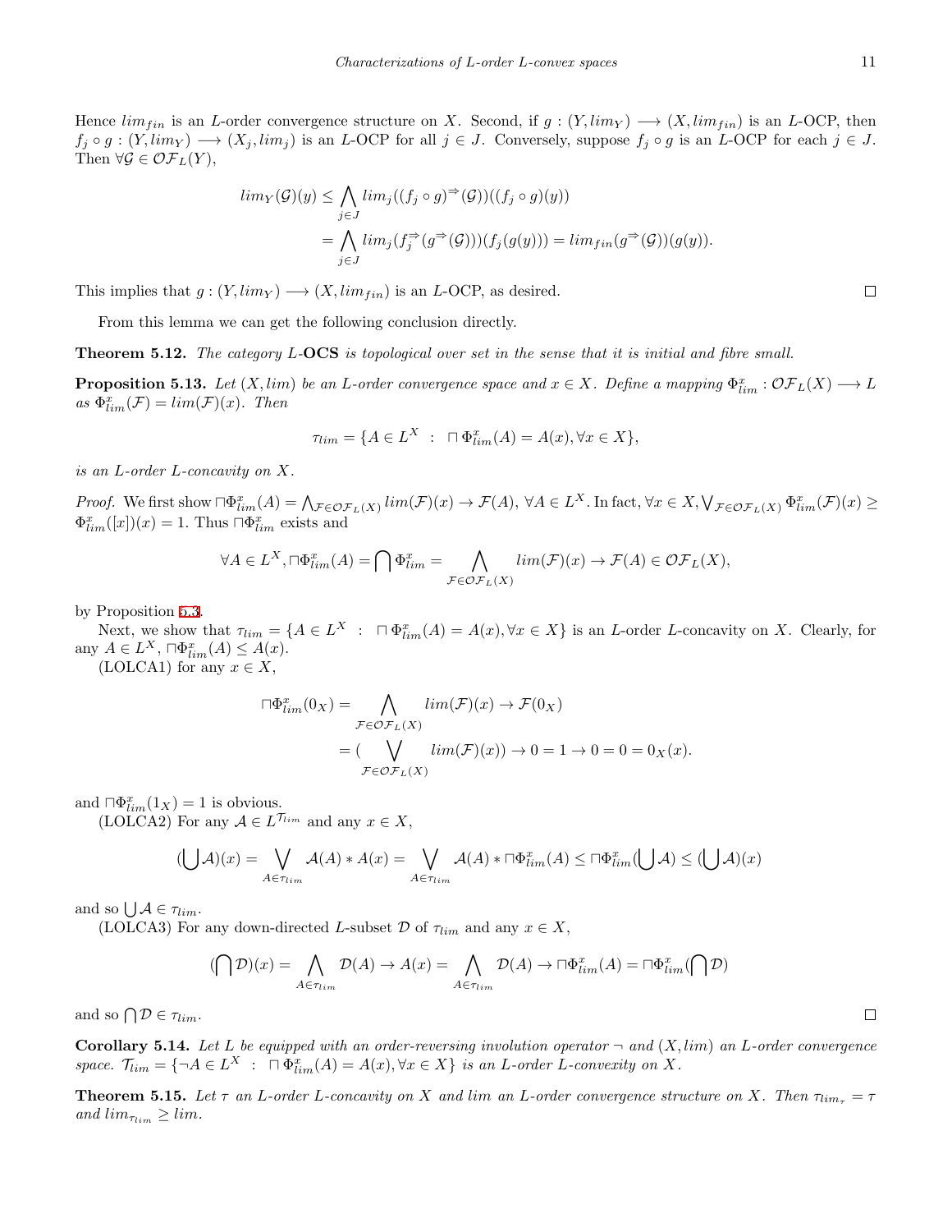Hence $lim_{fin}$ is an $L$-order convergence structure on $X$. Second, if $g : (Y, lim_Y) \longrightarrow (X, lim_{fin})$ is an $L$-OCP, then $f_j \circ g : (Y, lim_Y) \longrightarrow (X_j, lim_j)$ is an $L$-OCP for all $j \in J$. Conversely, suppose $f_j \circ g$ is an $L$-OCP for each $j \in J$. Then $\forall \mathcal{G} \in \mathcal{OF}_L(Y)$,

$$
\begin{aligned}
lim_Y(\mathcal{G})(y) &\leq \bigwedge_{j\in J} lim_j((f_j \circ g)^{\Rightarrow}(\mathcal{G}))((f_j \circ g)(y)) \\
&= \bigwedge_{j\in J} lim_j(f_j^{\Rightarrow}(g^{\Rightarrow}(\mathcal{G})))(f_j(g(y))) = lim_{fin}(g^{\Rightarrow}(\mathcal{G}))(g(y)).
\end{aligned}
$$

This implies that $g : (Y, lim_Y) \longrightarrow (X, lim_{fin})$ is an $L$-OCP, as desired. $\square$

From this lemma we can get the following conclusion directly.

**Theorem 5.12.** *The category $L$-**OCS** is topological over set in the sense that it is initial and fibre small.*

**Proposition 5.13.** *Let $(X, lim)$ be an $L$-order convergence space and $x \in X$. Define a mapping $\Phi^x_{lim} : \mathcal{OF}_L(X) \longrightarrow L$ as $\Phi^x_{lim}(\mathcal{F}) = lim(\mathcal{F})(x)$. Then*

$$
\tau_{lim} = \{A \in L^X \ : \ \sqcap \Phi^x_{lim}(A) = A(x), \forall x \in X\},
$$

*is an $L$-order $L$-concavity on $X$.*

*Proof.* We first show $\sqcap\Phi^x_{lim}(A) = \bigwedge_{\mathcal{F}\in\mathcal{OF}_L(X)} lim(\mathcal{F})(x) \to \mathcal{F}(A)$, $\forall A \in L^X$. In fact, $\forall x \in X, \bigvee_{\mathcal{F}\in\mathcal{OF}_L(X)} \Phi^x_{lim}(\mathcal{F})(x) \geq \Phi^x_{lim}([x])(x) = 1$. Thus $\sqcap\Phi^x_{lim}$ exists and

$$
\forall A \in L^X, \sqcap\Phi^x_{lim}(A) = \bigcap \Phi^x_{lim} = \bigwedge_{\mathcal{F}\in\mathcal{OF}_L(X)} lim(\mathcal{F})(x) \to \mathcal{F}(A) \in \mathcal{OF}_L(X),
$$

by Proposition 5.3.

Next, we show that $\tau_{lim} = \{A \in L^X \ : \ \sqcap \Phi^x_{lim}(A) = A(x), \forall x \in X\}$ is an $L$-order $L$-concavity on $X$. Clearly, for any $A \in L^X$, $\sqcap\Phi^x_{lim}(A) \leq A(x)$.

(LOLCA1) for any $x \in X$,

$$
\begin{aligned}
\sqcap\Phi^x_{lim}(0_X) &= \bigwedge_{\mathcal{F}\in\mathcal{OF}_L(X)} lim(\mathcal{F})(x) \to \mathcal{F}(0_X) \\
&= (\bigvee_{\mathcal{F}\in\mathcal{OF}_L(X)} lim(\mathcal{F})(x)) \to 0 = 1 \to 0 = 0 = 0_X(x).
\end{aligned}
$$

and $\sqcap\Phi^x_{lim}(1_X) = 1$ is obvious.

(LOLCA2) For any $\mathcal{A} \in L^{\mathcal{T}_{lim}}$ and any $x \in X$,

$$
(\bigcup \mathcal{A})(x) = \bigvee_{A\in\tau_{lim}} \mathcal{A}(A) * A(x) = \bigvee_{A\in\tau_{lim}} \mathcal{A}(A) * \sqcap\Phi^x_{lim}(A) \leq \sqcap\Phi^x_{lim}(\bigcup \mathcal{A}) \leq (\bigcup \mathcal{A})(x)
$$

and so $\bigcup \mathcal{A} \in \tau_{lim}$.

(LOLCA3) For any down-directed $L$-subset $\mathcal{D}$ of $\tau_{lim}$ and any $x \in X$,

$$
(\bigcap \mathcal{D})(x) = \bigwedge_{A\in\tau_{lim}} \mathcal{D}(A) \to A(x) = \bigwedge_{A\in\tau_{lim}} \mathcal{D}(A) \to \sqcap\Phi^x_{lim}(A) = \sqcap\Phi^x_{lim}(\bigcap \mathcal{D})
$$

and so $\bigcap \mathcal{D} \in \tau_{lim}$. $\square$

**Corollary 5.14.** *Let $L$ be equipped with an order-reversing involution operator $\neg$ and $(X, lim)$ an $L$-order convergence space. $\mathcal{T}_{lim} = \{\neg A \in L^X \ : \ \sqcap \Phi^x_{lim}(A) = A(x), \forall x \in X\}$ is an $L$-order $L$-convexity on $X$.*

**Theorem 5.15.** *Let $\tau$ an $L$-order $L$-concavity on $X$ and $lim$ an $L$-order convergence structure on $X$. Then $\tau_{lim_\tau} = \tau$ and $lim_{\tau_{lim}} \geq lim$.*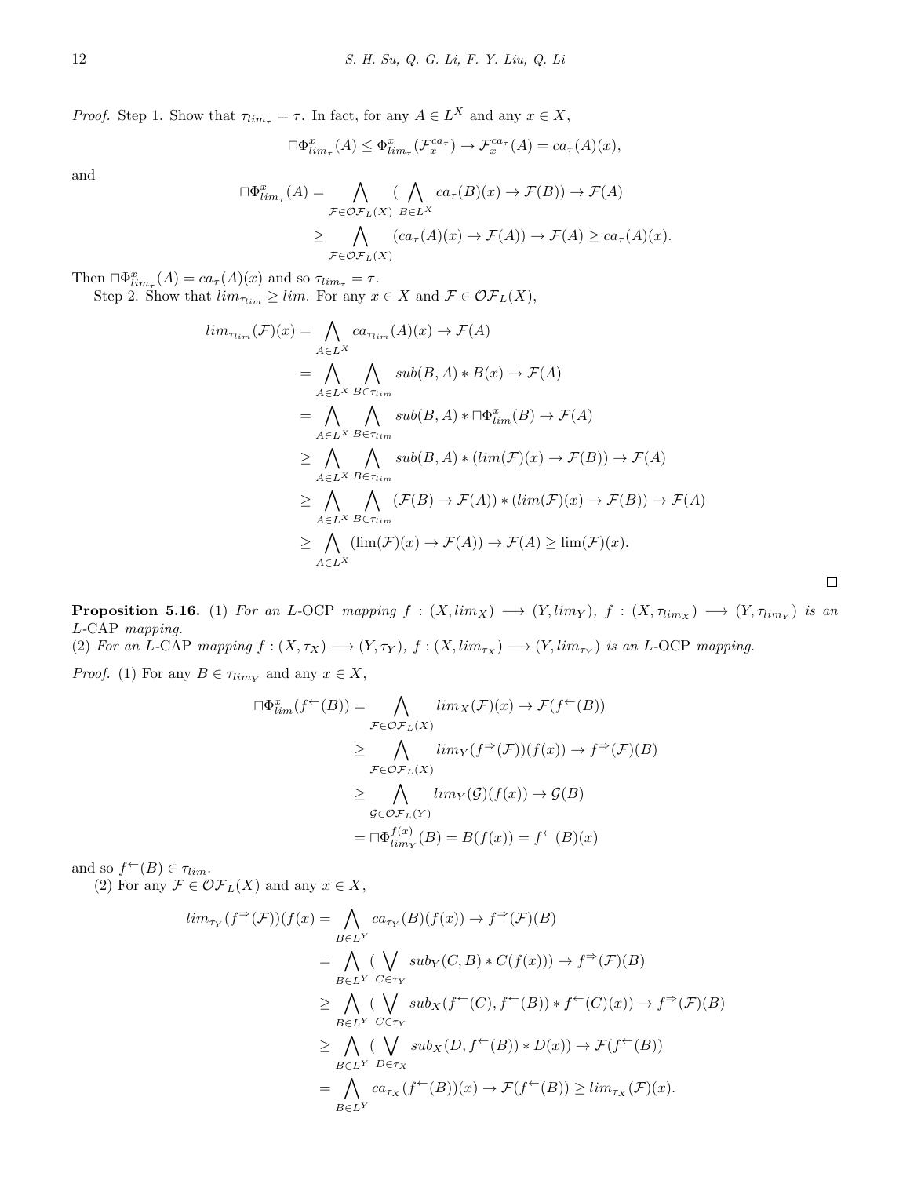*Proof.* Step 1. Show that $\tau_{lim_\tau} = \tau$. In fact, for any $A \in L^X$ and any $x \in X$,

$$\sqcap\Phi^x_{lim_\tau}(A) \le \Phi^x_{lim_\tau}(\mathcal{F}^{ca_\tau}_x) \to \mathcal{F}^{ca_\tau}_x(A) = ca_\tau(A)(x),$$

and

$$\begin{aligned}\sqcap\Phi^x_{lim_\tau}(A) &= \bigwedge_{\mathcal{F}\in\mathcal{OF}_L(X)} (\bigwedge_{B\in L^X} ca_\tau(B)(x) \to \mathcal{F}(B)) \to \mathcal{F}(A)\\ &\ge \bigwedge_{\mathcal{F}\in\mathcal{OF}_L(X)} (ca_\tau(A)(x) \to \mathcal{F}(A)) \to \mathcal{F}(A) \ge ca_\tau(A)(x).\end{aligned}$$

Then $\sqcap\Phi^x_{lim_\tau}(A) = ca_\tau(A)(x)$ and so $\tau_{lim_\tau} = \tau$.

Step 2. Show that $lim_{\tau_{lim}} \ge lim$. For any $x \in X$ and $\mathcal{F} \in \mathcal{OF}_L(X)$,

$$\begin{aligned}lim_{\tau_{lim}}(\mathcal{F})(x) &= \bigwedge_{A\in L^X} ca_{\tau_{lim}}(A)(x) \to \mathcal{F}(A)\\ &= \bigwedge_{A\in L^X}\bigwedge_{B\in\tau_{lim}} sub(B,A) * B(x) \to \mathcal{F}(A)\\ &= \bigwedge_{A\in L^X}\bigwedge_{B\in\tau_{lim}} sub(B,A) * \sqcap\Phi^x_{lim}(B) \to \mathcal{F}(A)\\ &\ge \bigwedge_{A\in L^X}\bigwedge_{B\in\tau_{lim}} sub(B,A) * (lim(\mathcal{F})(x) \to \mathcal{F}(B)) \to \mathcal{F}(A)\\ &\ge \bigwedge_{A\in L^X}\bigwedge_{B\in\tau_{lim}} (\mathcal{F}(B) \to \mathcal{F}(A)) * (lim(\mathcal{F})(x) \to \mathcal{F}(B)) \to \mathcal{F}(A)\\ &\ge \bigwedge_{A\in L^X} (\lim(\mathcal{F})(x) \to \mathcal{F}(A)) \to \mathcal{F}(A) \ge \lim(\mathcal{F})(x).\end{aligned}$$

□

**Proposition 5.16.** (1) *For an $L$-OCP mapping $f : (X, lim_X) \longrightarrow (Y, lim_Y)$, $f : (X, \tau_{lim_X}) \longrightarrow (Y, \tau_{lim_Y})$ is an $L$-CAP mapping.*
(2) *For an $L$-CAP mapping $f : (X, \tau_X) \longrightarrow (Y, \tau_Y)$, $f : (X, lim_{\tau_X}) \longrightarrow (Y, lim_{\tau_Y})$ is an $L$-OCP mapping.*

*Proof.* (1) For any $B \in \tau_{lim_Y}$ and any $x \in X$,

$$\begin{aligned}\sqcap\Phi^x_{lim}(f^{\leftarrow}(B)) &= \bigwedge_{\mathcal{F}\in\mathcal{OF}_L(X)} lim_X(\mathcal{F})(x) \to \mathcal{F}(f^{\leftarrow}(B))\\ &\ge \bigwedge_{\mathcal{F}\in\mathcal{OF}_L(X)} lim_Y(f^{\Rightarrow}(\mathcal{F}))(f(x)) \to f^{\Rightarrow}(\mathcal{F})(B)\\ &\ge \bigwedge_{\mathcal{G}\in\mathcal{OF}_L(Y)} lim_Y(\mathcal{G})(f(x)) \to \mathcal{G}(B)\\ &= \sqcap\Phi^{f(x)}_{lim_Y}(B) = B(f(x)) = f^{\leftarrow}(B)(x)\end{aligned}$$

and so $f^{\leftarrow}(B) \in \tau_{lim}$.

(2) For any $\mathcal{F} \in \mathcal{OF}_L(X)$ and any $x \in X$,

$$\begin{aligned}lim_{\tau_Y}(f^{\Rightarrow}(\mathcal{F}))(f(x) &= \bigwedge_{B\in L^Y} ca_{\tau_Y}(B)(f(x)) \to f^{\Rightarrow}(\mathcal{F})(B)\\ &= \bigwedge_{B\in L^Y} (\bigvee_{C\in\tau_Y} sub_Y(C,B) * C(f(x))) \to f^{\Rightarrow}(\mathcal{F})(B)\\ &\ge \bigwedge_{B\in L^Y} (\bigvee_{C\in\tau_Y} sub_X(f^{\leftarrow}(C), f^{\leftarrow}(B)) * f^{\leftarrow}(C)(x)) \to f^{\Rightarrow}(\mathcal{F})(B)\\ &\ge \bigwedge_{B\in L^Y} (\bigvee_{D\in\tau_X} sub_X(D, f^{\leftarrow}(B)) * D(x)) \to \mathcal{F}(f^{\leftarrow}(B))\\ &= \bigwedge_{B\in L^Y} ca_{\tau_X}(f^{\leftarrow}(B))(x) \to \mathcal{F}(f^{\leftarrow}(B)) \ge lim_{\tau_X}(\mathcal{F})(x).\end{aligned}$$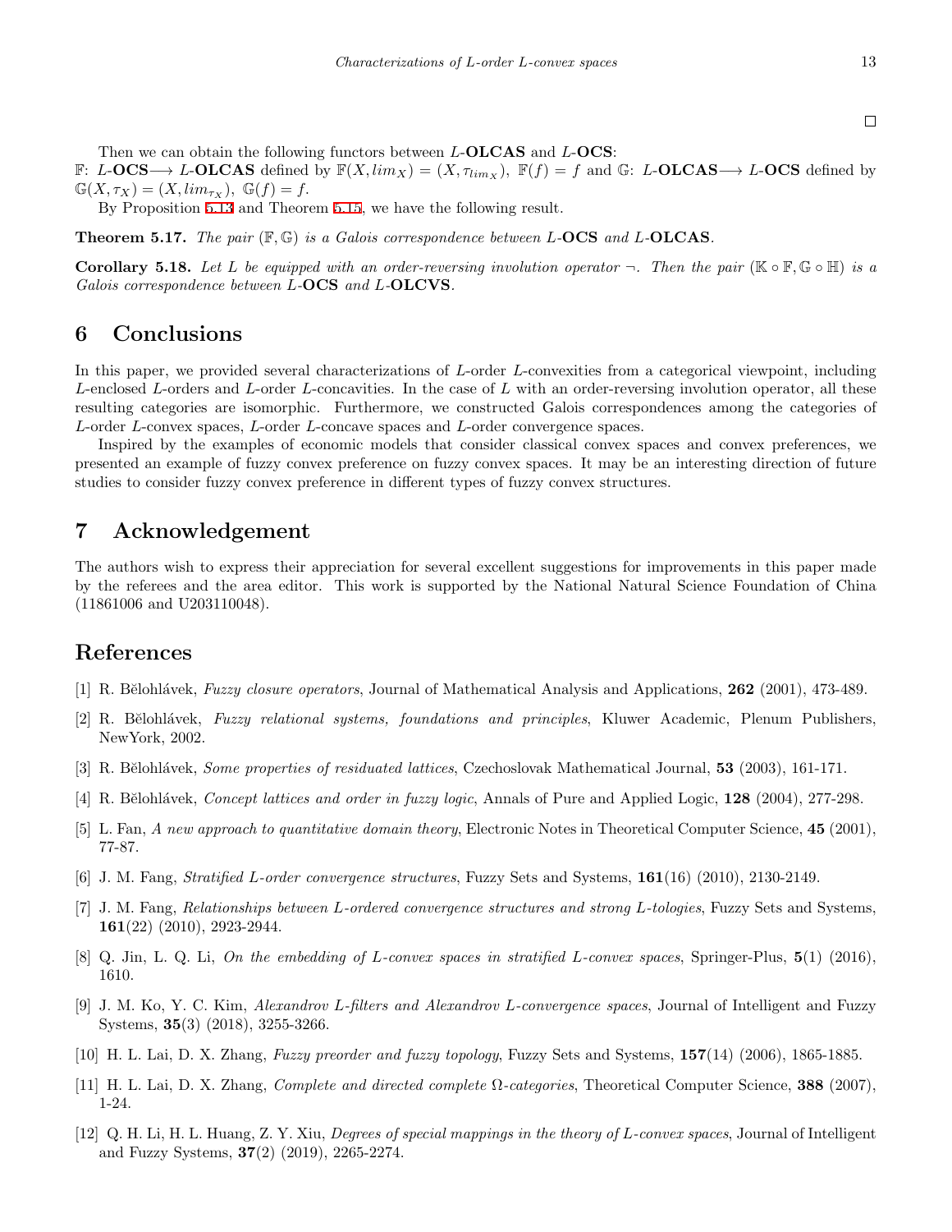□

Then we can obtain the following functors between $L$-**OLCAS** and $L$-**OCS**:
$\mathbb{F}$: $L$-**OCS**$\longrightarrow$ $L$-**OLCAS** defined by $\mathbb{F}(X, lim_X) = (X, \tau_{lim_X})$, $\mathbb{F}(f) = f$ and $\mathbb{G}$: $L$-**OLCAS**$\longrightarrow$ $L$-**OCS** defined by $\mathbb{G}(X, \tau_X) = (X, lim_{\tau_X})$, $\mathbb{G}(f) = f$.

By Proposition 5.13 and Theorem 5.15, we have the following result.

**Theorem 5.17.** *The pair* $(\mathbb{F}, \mathbb{G})$ *is a Galois correspondence between* $L$-**OCS** *and* $L$-**OLCAS**.

**Corollary 5.18.** *Let* $L$ *be equipped with an order-reversing involution operator* $\neg$. *Then the pair* $(\mathbb{K} \circ \mathbb{F}, \mathbb{G} \circ \mathbb{H})$ *is a Galois correspondence between* $L$-**OCS** *and* $L$-**OLCVS**.

# 6 Conclusions

In this paper, we provided several characterizations of $L$-order $L$-convexities from a categorical viewpoint, including $L$-enclosed $L$-orders and $L$-order $L$-concavities. In the case of $L$ with an order-reversing involution operator, all these resulting categories are isomorphic. Furthermore, we constructed Galois correspondences among the categories of $L$-order $L$-convex spaces, $L$-order $L$-concave spaces and $L$-order convergence spaces.

Inspired by the examples of economic models that consider classical convex spaces and convex preferences, we presented an example of fuzzy convex preference on fuzzy convex spaces. It may be an interesting direction of future studies to consider fuzzy convex preference in different types of fuzzy convex structures.

# 7 Acknowledgement

The authors wish to express their appreciation for several excellent suggestions for improvements in this paper made by the referees and the area editor. This work is supported by the National Natural Science Foundation of China (11861006 and U203110048).

# References

[1] R. Bělohlávek, *Fuzzy closure operators*, Journal of Mathematical Analysis and Applications, **262** (2001), 473-489.

[2] R. Bělohlávek, *Fuzzy relational systems, foundations and principles*, Kluwer Academic, Plenum Publishers, NewYork, 2002.

[3] R. Bělohlávek, *Some properties of residuated lattices*, Czechoslovak Mathematical Journal, **53** (2003), 161-171.

[4] R. Bělohlávek, *Concept lattices and order in fuzzy logic*, Annals of Pure and Applied Logic, **128** (2004), 277-298.

[5] L. Fan, *A new approach to quantitative domain theory*, Electronic Notes in Theoretical Computer Science, **45** (2001), 77-87.

[6] J. M. Fang, *Stratified L-order convergence structures*, Fuzzy Sets and Systems, **161**(16) (2010), 2130-2149.

[7] J. M. Fang, *Relationships between L-ordered convergence structures and strong L-tologies*, Fuzzy Sets and Systems, **161**(22) (2010), 2923-2944.

[8] Q. Jin, L. Q. Li, *On the embedding of L-convex spaces in stratified L-convex spaces*, Springer-Plus, **5**(1) (2016), 1610.

[9] J. M. Ko, Y. C. Kim, *Alexandrov L-filters and Alexandrov L-convergence spaces*, Journal of Intelligent and Fuzzy Systems, **35**(3) (2018), 3255-3266.

[10] H. L. Lai, D. X. Zhang, *Fuzzy preorder and fuzzy topology*, Fuzzy Sets and Systems, **157**(14) (2006), 1865-1885.

[11] H. L. Lai, D. X. Zhang, *Complete and directed complete Ω-categories*, Theoretical Computer Science, **388** (2007), 1-24.

[12] Q. H. Li, H. L. Huang, Z. Y. Xiu, *Degrees of special mappings in the theory of L-convex spaces*, Journal of Intelligent and Fuzzy Systems, **37**(2) (2019), 2265-2274.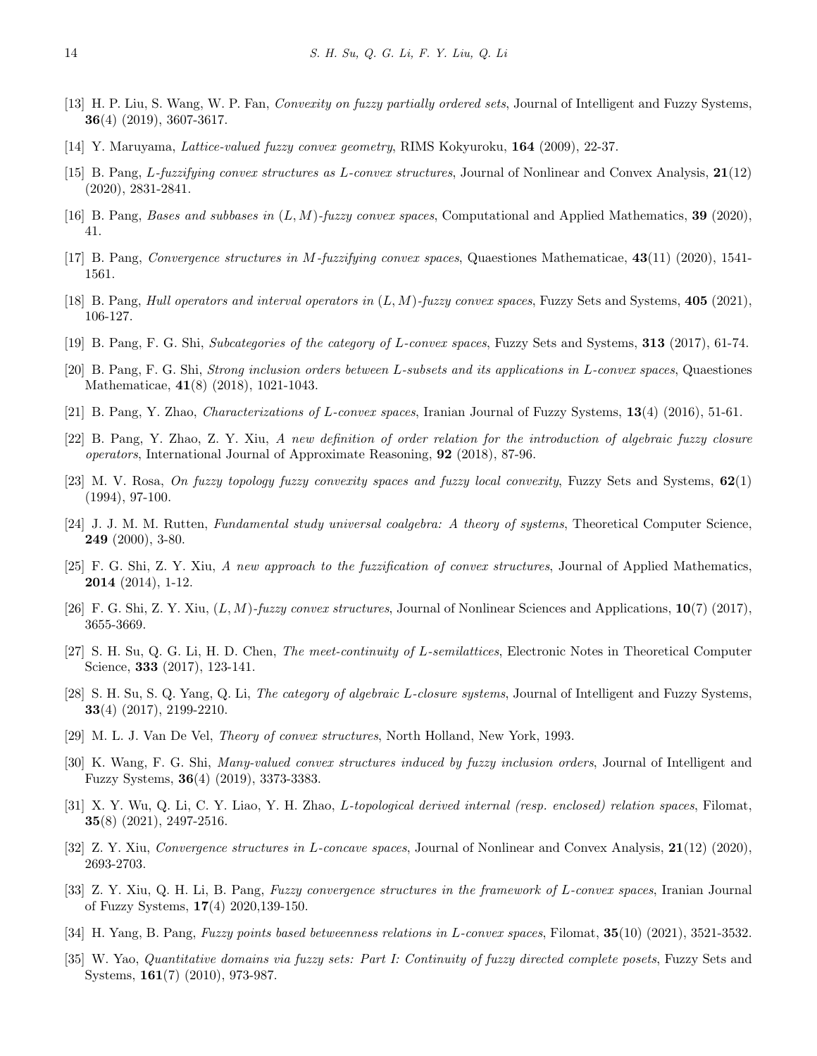[13] H. P. Liu, S. Wang, W. P. Fan, *Convexity on fuzzy partially ordered sets*, Journal of Intelligent and Fuzzy Systems, **36**(4) (2019), 3607-3617.

[14] Y. Maruyama, *Lattice-valued fuzzy convex geometry*, RIMS Kokyuroku, **164** (2009), 22-37.

[15] B. Pang, *L-fuzzifying convex structures as L-convex structures*, Journal of Nonlinear and Convex Analysis, **21**(12) (2020), 2831-2841.

[16] B. Pang, *Bases and subbases in $(L, M)$-fuzzy convex spaces*, Computational and Applied Mathematics, **39** (2020), 41.

[17] B. Pang, *Convergence structures in M-fuzzifying convex spaces*, Quaestiones Mathematicae, **43**(11) (2020), 1541-1561.

[18] B. Pang, *Hull operators and interval operators in $(L, M)$-fuzzy convex spaces*, Fuzzy Sets and Systems, **405** (2021), 106-127.

[19] B. Pang, F. G. Shi, *Subcategories of the category of L-convex spaces*, Fuzzy Sets and Systems, **313** (2017), 61-74.

[20] B. Pang, F. G. Shi, *Strong inclusion orders between L-subsets and its applications in L-convex spaces*, Quaestiones Mathematicae, **41**(8) (2018), 1021-1043.

[21] B. Pang, Y. Zhao, *Characterizations of L-convex spaces*, Iranian Journal of Fuzzy Systems, **13**(4) (2016), 51-61.

[22] B. Pang, Y. Zhao, Z. Y. Xiu, *A new definition of order relation for the introduction of algebraic fuzzy closure operators*, International Journal of Approximate Reasoning, **92** (2018), 87-96.

[23] M. V. Rosa, *On fuzzy topology fuzzy convexity spaces and fuzzy local convexity*, Fuzzy Sets and Systems, **62**(1) (1994), 97-100.

[24] J. J. M. M. Rutten, *Fundamental study universal coalgebra: A theory of systems*, Theoretical Computer Science, **249** (2000), 3-80.

[25] F. G. Shi, Z. Y. Xiu, *A new approach to the fuzzification of convex structures*, Journal of Applied Mathematics, **2014** (2014), 1-12.

[26] F. G. Shi, Z. Y. Xiu, *$(L, M)$-fuzzy convex structures*, Journal of Nonlinear Sciences and Applications, **10**(7) (2017), 3655-3669.

[27] S. H. Su, Q. G. Li, H. D. Chen, *The meet-continuity of L-semilattices*, Electronic Notes in Theoretical Computer Science, **333** (2017), 123-141.

[28] S. H. Su, S. Q. Yang, Q. Li, *The category of algebraic L-closure systems*, Journal of Intelligent and Fuzzy Systems, **33**(4) (2017), 2199-2210.

[29] M. L. J. Van De Vel, *Theory of convex structures*, North Holland, New York, 1993.

[30] K. Wang, F. G. Shi, *Many-valued convex structures induced by fuzzy inclusion orders*, Journal of Intelligent and Fuzzy Systems, **36**(4) (2019), 3373-3383.

[31] X. Y. Wu, Q. Li, C. Y. Liao, Y. H. Zhao, *L-topological derived internal (resp. enclosed) relation spaces*, Filomat, **35**(8) (2021), 2497-2516.

[32] Z. Y. Xiu, *Convergence structures in L-concave spaces*, Journal of Nonlinear and Convex Analysis, **21**(12) (2020), 2693-2703.

[33] Z. Y. Xiu, Q. H. Li, B. Pang, *Fuzzy convergence structures in the framework of L-convex spaces*, Iranian Journal of Fuzzy Systems, **17**(4) 2020,139-150.

[34] H. Yang, B. Pang, *Fuzzy points based betweenness relations in L-convex spaces*, Filomat, **35**(10) (2021), 3521-3532.

[35] W. Yao, *Quantitative domains via fuzzy sets: Part I: Continuity of fuzzy directed complete posets*, Fuzzy Sets and Systems, **161**(7) (2010), 973-987.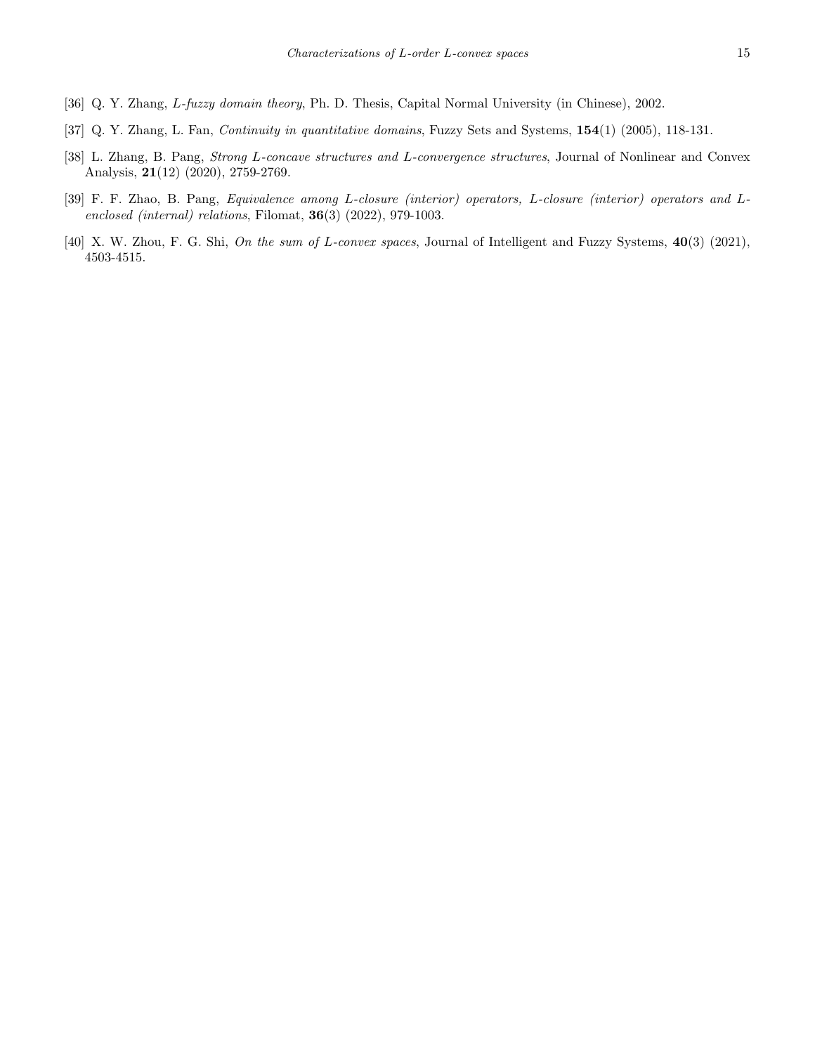[36] Q. Y. Zhang, *L-fuzzy domain theory*, Ph. D. Thesis, Capital Normal University (in Chinese), 2002.

[37] Q. Y. Zhang, L. Fan, *Continuity in quantitative domains*, Fuzzy Sets and Systems, **154**(1) (2005), 118-131.

[38] L. Zhang, B. Pang, *Strong L-concave structures and L-convergence structures*, Journal of Nonlinear and Convex Analysis, **21**(12) (2020), 2759-2769.

[39] F. F. Zhao, B. Pang, *Equivalence among L-closure (interior) operators, L-closure (interior) operators and L-enclosed (internal) relations*, Filomat, **36**(3) (2022), 979-1003.

[40] X. W. Zhou, F. G. Shi, *On the sum of L-convex spaces*, Journal of Intelligent and Fuzzy Systems, **40**(3) (2021), 4503-4515.